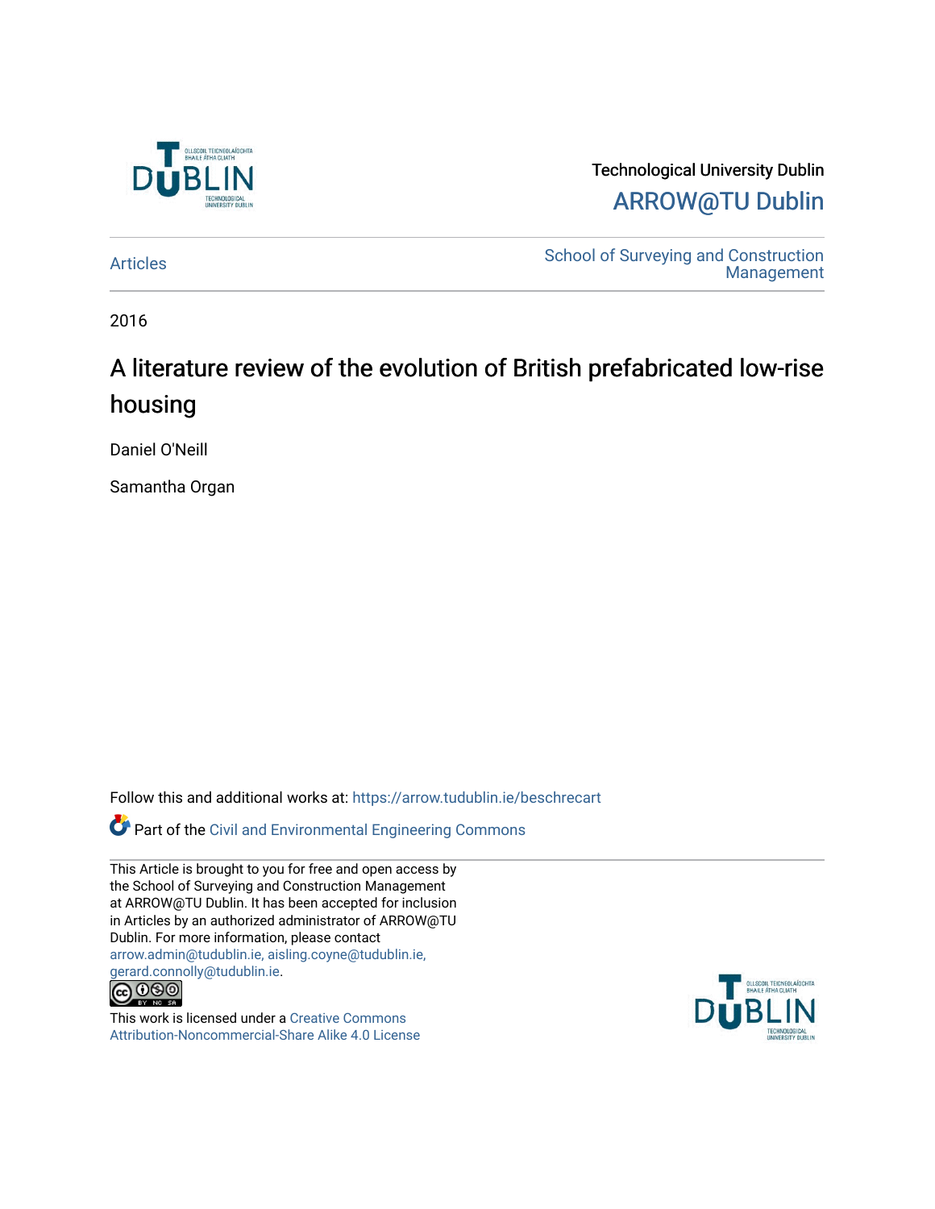Technological University Dublin

ARROW@TU Dublin

Articles

School of Surveying and Construction Management

2016

# A literature review of the evolution of British prefabricated low-rise housing

Daniel O'Neill

Samantha Organ

Follow this and additional works at: https://arrow.tudublin.ie/beschrecart

Part of the Civil and Environmental Engineering Commons

This Article is brought to you for free and open access by the School of Surveying and Construction Management at ARROW@TU Dublin. It has been accepted for inclusion in Articles by an authorized administrator of ARROW@TU Dublin. For more information, please contact arrow.admin@tudublin.ie, aisling.coyne@tudublin.ie, gerard.connolly@tudublin.ie.

This work is licensed under a Creative Commons Attribution-Noncommercial-Share Alike 4.0 License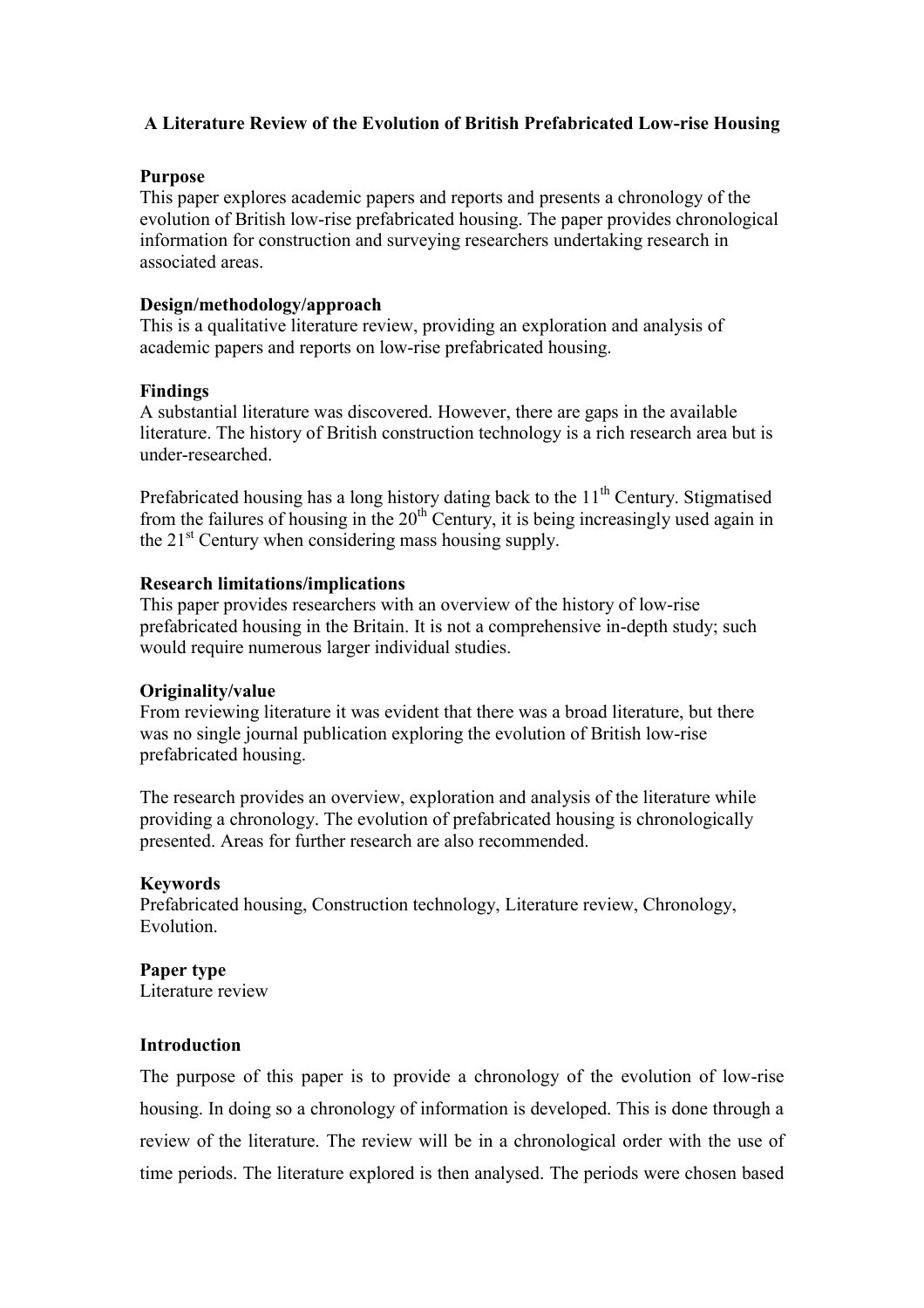# A Literature Review of the Evolution of British Prefabricated Low-rise Housing

**Purpose**
This paper explores academic papers and reports and presents a chronology of the evolution of British low-rise prefabricated housing. The paper provides chronological information for construction and surveying researchers undertaking research in associated areas.

**Design/methodology/approach**
This is a qualitative literature review, providing an exploration and analysis of academic papers and reports on low-rise prefabricated housing.

**Findings**
A substantial literature was discovered. However, there are gaps in the available literature. The history of British construction technology is a rich research area but is under-researched.

Prefabricated housing has a long history dating back to the 11th Century. Stigmatised from the failures of housing in the 20th Century, it is being increasingly used again in the 21st Century when considering mass housing supply.

**Research limitations/implications**
This paper provides researchers with an overview of the history of low-rise prefabricated housing in the Britain. It is not a comprehensive in-depth study; such would require numerous larger individual studies.

**Originality/value**
From reviewing literature it was evident that there was a broad literature, but there was no single journal publication exploring the evolution of British low-rise prefabricated housing.

The research provides an overview, exploration and analysis of the literature while providing a chronology. The evolution of prefabricated housing is chronologically presented. Areas for further research are also recommended.

**Keywords**
Prefabricated housing, Construction technology, Literature review, Chronology, Evolution.

**Paper type**
Literature review

## Introduction

The purpose of this paper is to provide a chronology of the evolution of low-rise housing. In doing so a chronology of information is developed. This is done through a review of the literature. The review will be in a chronological order with the use of time periods. The literature explored is then analysed. The periods were chosen based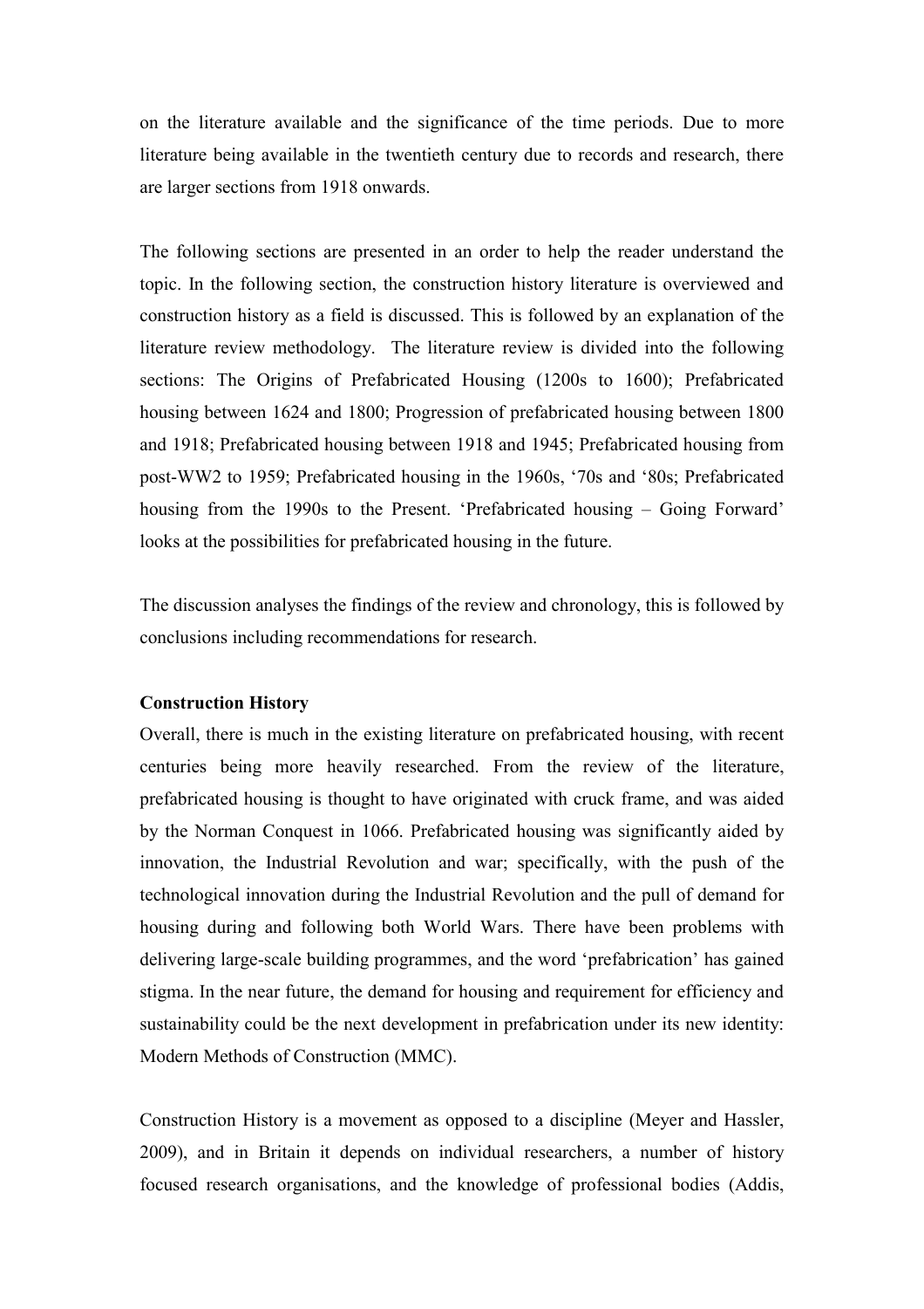on the literature available and the significance of the time periods. Due to more literature being available in the twentieth century due to records and research, there are larger sections from 1918 onwards.

The following sections are presented in an order to help the reader understand the topic. In the following section, the construction history literature is overviewed and construction history as a field is discussed. This is followed by an explanation of the literature review methodology. The literature review is divided into the following sections: The Origins of Prefabricated Housing (1200s to 1600); Prefabricated housing between 1624 and 1800; Progression of prefabricated housing between 1800 and 1918; Prefabricated housing between 1918 and 1945; Prefabricated housing from post-WW2 to 1959; Prefabricated housing in the 1960s, '70s and '80s; Prefabricated housing from the 1990s to the Present. 'Prefabricated housing – Going Forward' looks at the possibilities for prefabricated housing in the future.

The discussion analyses the findings of the review and chronology, this is followed by conclusions including recommendations for research.

**Construction History**

Overall, there is much in the existing literature on prefabricated housing, with recent centuries being more heavily researched. From the review of the literature, prefabricated housing is thought to have originated with cruck frame, and was aided by the Norman Conquest in 1066. Prefabricated housing was significantly aided by innovation, the Industrial Revolution and war; specifically, with the push of the technological innovation during the Industrial Revolution and the pull of demand for housing during and following both World Wars. There have been problems with delivering large-scale building programmes, and the word 'prefabrication' has gained stigma. In the near future, the demand for housing and requirement for efficiency and sustainability could be the next development in prefabrication under its new identity: Modern Methods of Construction (MMC).

Construction History is a movement as opposed to a discipline (Meyer and Hassler, 2009), and in Britain it depends on individual researchers, a number of history focused research organisations, and the knowledge of professional bodies (Addis,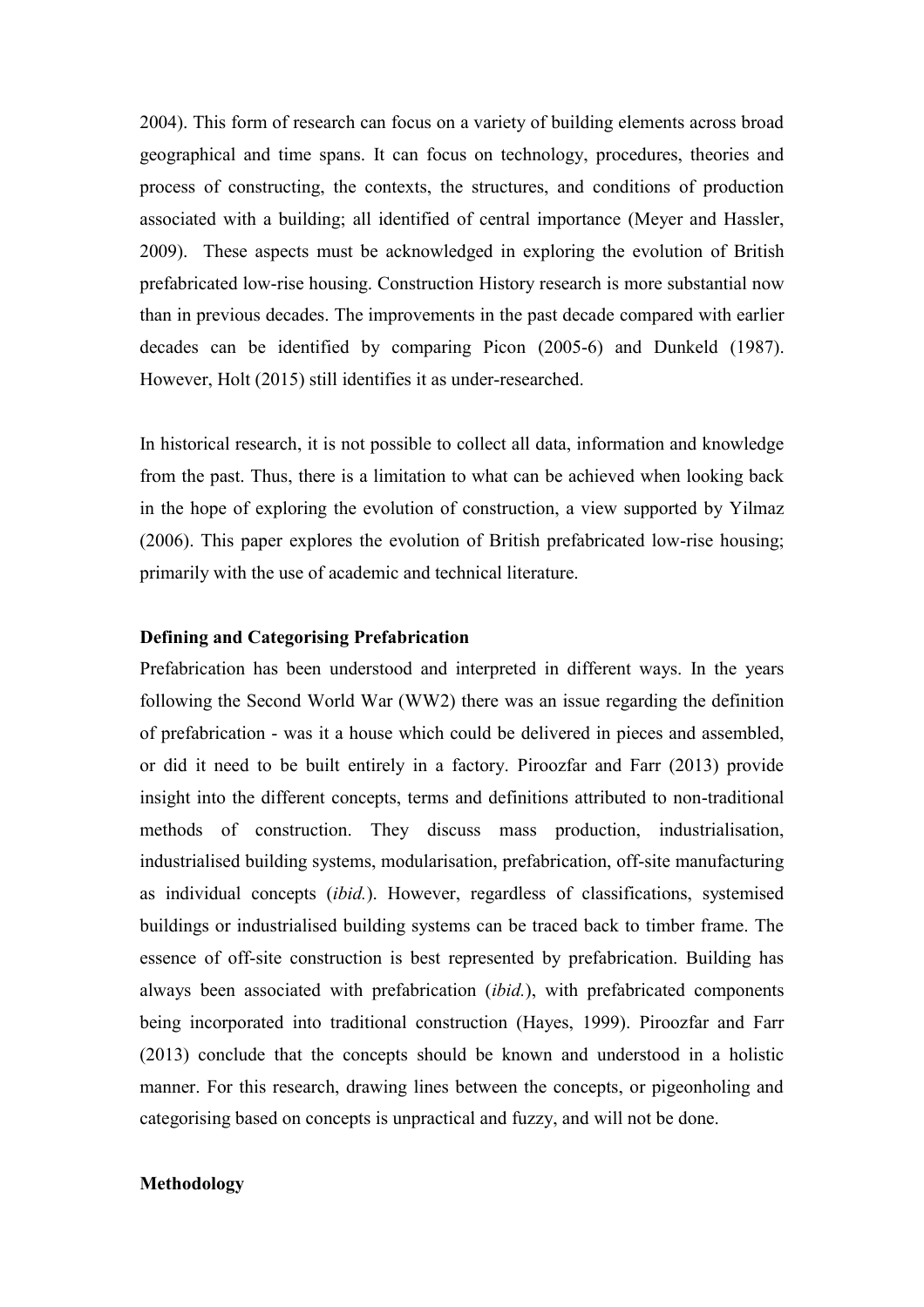2004). This form of research can focus on a variety of building elements across broad geographical and time spans. It can focus on technology, procedures, theories and process of constructing, the contexts, the structures, and conditions of production associated with a building; all identified of central importance (Meyer and Hassler, 2009). These aspects must be acknowledged in exploring the evolution of British prefabricated low-rise housing. Construction History research is more substantial now than in previous decades. The improvements in the past decade compared with earlier decades can be identified by comparing Picon (2005-6) and Dunkeld (1987). However, Holt (2015) still identifies it as under-researched.

In historical research, it is not possible to collect all data, information and knowledge from the past. Thus, there is a limitation to what can be achieved when looking back in the hope of exploring the evolution of construction, a view supported by Yilmaz (2006). This paper explores the evolution of British prefabricated low-rise housing; primarily with the use of academic and technical literature.

**Defining and Categorising Prefabrication**

Prefabrication has been understood and interpreted in different ways. In the years following the Second World War (WW2) there was an issue regarding the definition of prefabrication - was it a house which could be delivered in pieces and assembled, or did it need to be built entirely in a factory. Piroozfar and Farr (2013) provide insight into the different concepts, terms and definitions attributed to non-traditional methods of construction. They discuss mass production, industrialisation, industrialised building systems, modularisation, prefabrication, off-site manufacturing as individual concepts (*ibid.*). However, regardless of classifications, systemised buildings or industrialised building systems can be traced back to timber frame. The essence of off-site construction is best represented by prefabrication. Building has always been associated with prefabrication (*ibid.*), with prefabricated components being incorporated into traditional construction (Hayes, 1999). Piroozfar and Farr (2013) conclude that the concepts should be known and understood in a holistic manner. For this research, drawing lines between the concepts, or pigeonholing and categorising based on concepts is unpractical and fuzzy, and will not be done.

**Methodology**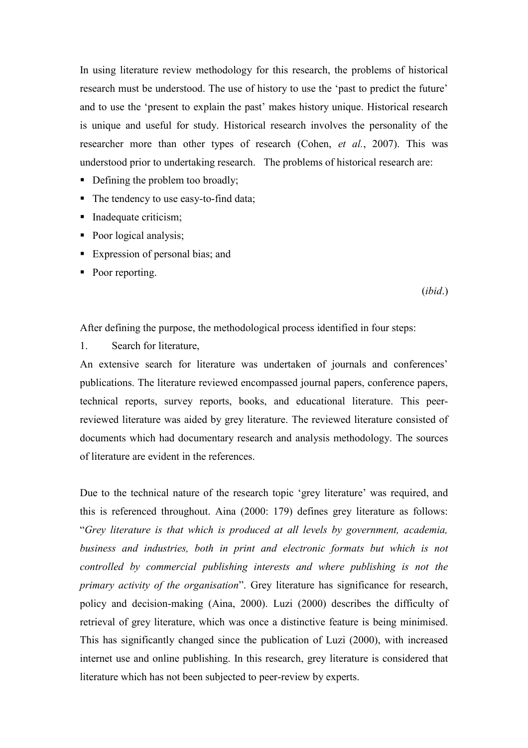In using literature review methodology for this research, the problems of historical research must be understood. The use of history to use the 'past to predict the future' and to use the 'present to explain the past' makes history unique. Historical research is unique and useful for study. Historical research involves the personality of the researcher more than other types of research (Cohen, *et al.*, 2007). This was understood prior to undertaking research. The problems of historical research are:

- Defining the problem too broadly;
- The tendency to use easy-to-find data;
- Inadequate criticism;
- Poor logical analysis;
- Expression of personal bias; and
- Poor reporting.

(*ibid*.)

After defining the purpose, the methodological process identified in four steps:

1. Search for literature,

An extensive search for literature was undertaken of journals and conferences' publications. The literature reviewed encompassed journal papers, conference papers, technical reports, survey reports, books, and educational literature. This peer-reviewed literature was aided by grey literature. The reviewed literature consisted of documents which had documentary research and analysis methodology. The sources of literature are evident in the references.

Due to the technical nature of the research topic 'grey literature' was required, and this is referenced throughout. Aina (2000: 179) defines grey literature as follows: "*Grey literature is that which is produced at all levels by government, academia, business and industries, both in print and electronic formats but which is not controlled by commercial publishing interests and where publishing is not the primary activity of the organisation*". Grey literature has significance for research, policy and decision-making (Aina, 2000). Luzi (2000) describes the difficulty of retrieval of grey literature, which was once a distinctive feature is being minimised. This has significantly changed since the publication of Luzi (2000), with increased internet use and online publishing. In this research, grey literature is considered that literature which has not been subjected to peer-review by experts.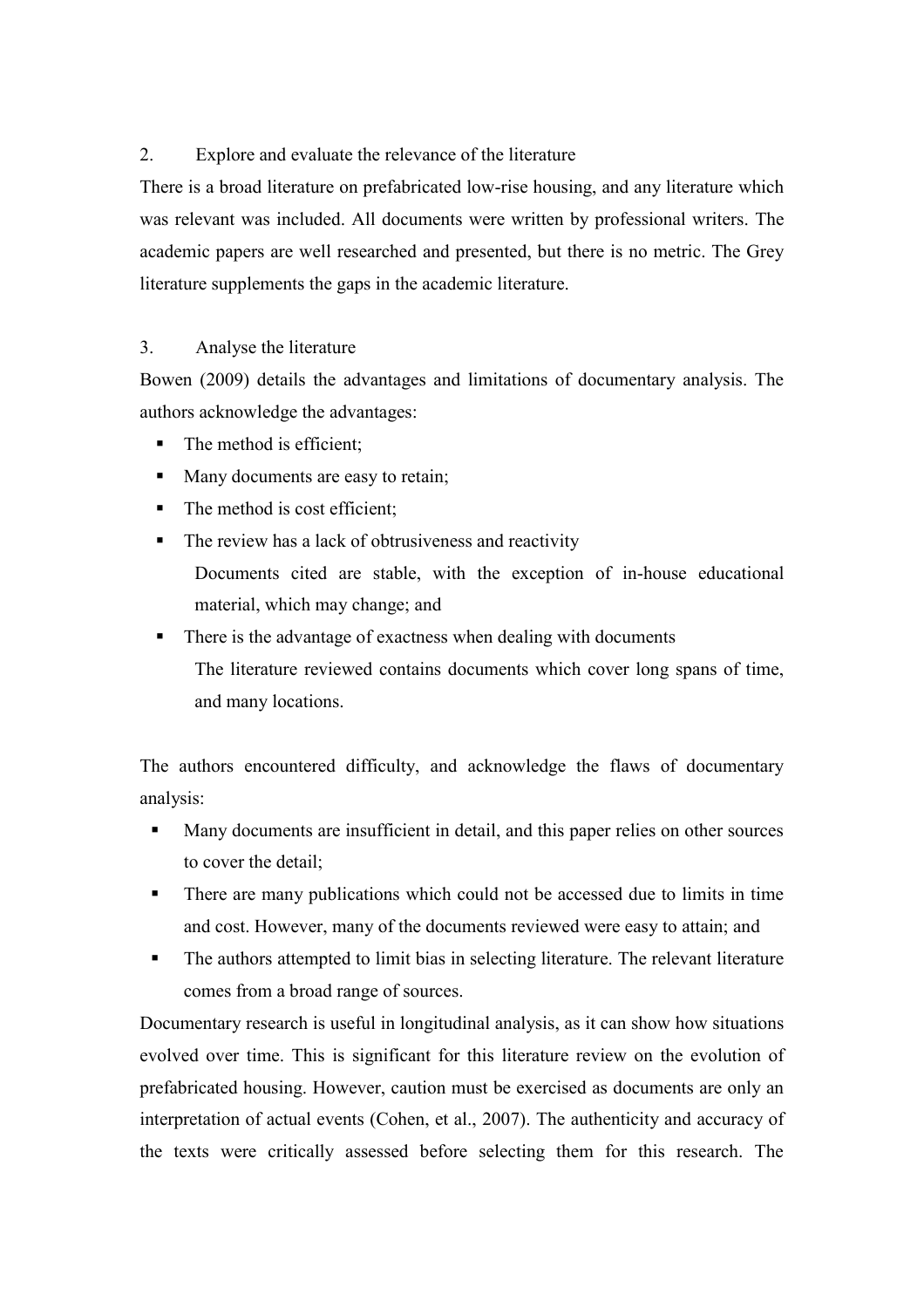2. Explore and evaluate the relevance of the literature

There is a broad literature on prefabricated low-rise housing, and any literature which was relevant was included. All documents were written by professional writers. The academic papers are well researched and presented, but there is no metric. The Grey literature supplements the gaps in the academic literature.

3. Analyse the literature

Bowen (2009) details the advantages and limitations of documentary analysis. The authors acknowledge the advantages:

- The method is efficient;
- Many documents are easy to retain;
- The method is cost efficient;
- The review has a lack of obtrusiveness and reactivity
  Documents cited are stable, with the exception of in-house educational material, which may change; and
- There is the advantage of exactness when dealing with documents
  The literature reviewed contains documents which cover long spans of time, and many locations.

The authors encountered difficulty, and acknowledge the flaws of documentary analysis:

- Many documents are insufficient in detail, and this paper relies on other sources to cover the detail;
- There are many publications which could not be accessed due to limits in time and cost. However, many of the documents reviewed were easy to attain; and
- The authors attempted to limit bias in selecting literature. The relevant literature comes from a broad range of sources.

Documentary research is useful in longitudinal analysis, as it can show how situations evolved over time. This is significant for this literature review on the evolution of prefabricated housing. However, caution must be exercised as documents are only an interpretation of actual events (Cohen, et al., 2007). The authenticity and accuracy of the texts were critically assessed before selecting them for this research. The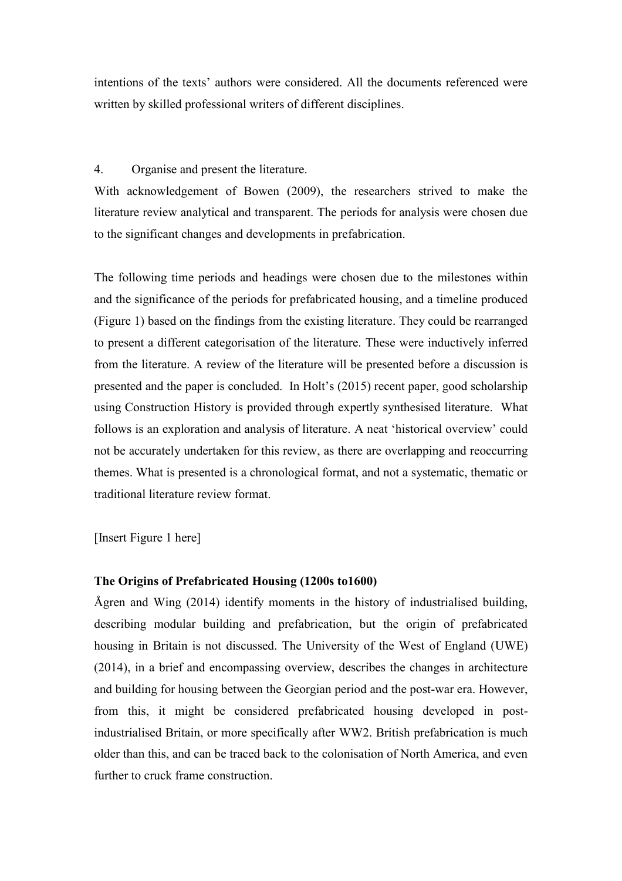intentions of the texts' authors were considered. All the documents referenced were written by skilled professional writers of different disciplines.

4. Organise and present the literature.

With acknowledgement of Bowen (2009), the researchers strived to make the literature review analytical and transparent. The periods for analysis were chosen due to the significant changes and developments in prefabrication.

The following time periods and headings were chosen due to the milestones within and the significance of the periods for prefabricated housing, and a timeline produced (Figure 1) based on the findings from the existing literature. They could be rearranged to present a different categorisation of the literature. These were inductively inferred from the literature. A review of the literature will be presented before a discussion is presented and the paper is concluded. In Holt's (2015) recent paper, good scholarship using Construction History is provided through expertly synthesised literature. What follows is an exploration and analysis of literature. A neat 'historical overview' could not be accurately undertaken for this review, as there are overlapping and reoccurring themes. What is presented is a chronological format, and not a systematic, thematic or traditional literature review format.

[Insert Figure 1 here]

**The Origins of Prefabricated Housing (1200s to1600)**

Ågren and Wing (2014) identify moments in the history of industrialised building, describing modular building and prefabrication, but the origin of prefabricated housing in Britain is not discussed. The University of the West of England (UWE) (2014), in a brief and encompassing overview, describes the changes in architecture and building for housing between the Georgian period and the post-war era. However, from this, it might be considered prefabricated housing developed in post-industrialised Britain, or more specifically after WW2. British prefabrication is much older than this, and can be traced back to the colonisation of North America, and even further to cruck frame construction.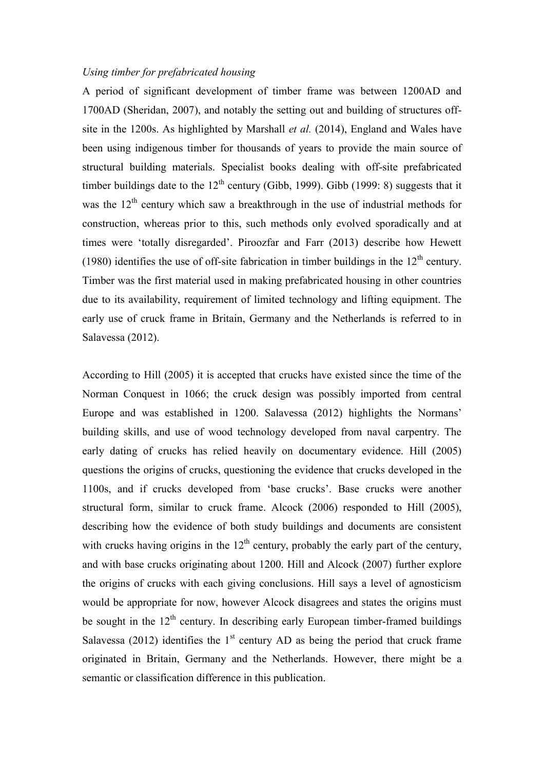*Using timber for prefabricated housing*

A period of significant development of timber frame was between 1200AD and 1700AD (Sheridan, 2007), and notably the setting out and building of structures off-site in the 1200s. As highlighted by Marshall *et al.* (2014), England and Wales have been using indigenous timber for thousands of years to provide the main source of structural building materials. Specialist books dealing with off-site prefabricated timber buildings date to the 12th century (Gibb, 1999). Gibb (1999: 8) suggests that it was the 12th century which saw a breakthrough in the use of industrial methods for construction, whereas prior to this, such methods only evolved sporadically and at times were 'totally disregarded'. Piroozfar and Farr (2013) describe how Hewett (1980) identifies the use of off-site fabrication in timber buildings in the 12th century. Timber was the first material used in making prefabricated housing in other countries due to its availability, requirement of limited technology and lifting equipment. The early use of cruck frame in Britain, Germany and the Netherlands is referred to in Salavessa (2012).

According to Hill (2005) it is accepted that crucks have existed since the time of the Norman Conquest in 1066; the cruck design was possibly imported from central Europe and was established in 1200. Salavessa (2012) highlights the Normans' building skills, and use of wood technology developed from naval carpentry. The early dating of crucks has relied heavily on documentary evidence. Hill (2005) questions the origins of crucks, questioning the evidence that crucks developed in the 1100s, and if crucks developed from 'base crucks'. Base crucks were another structural form, similar to cruck frame. Alcock (2006) responded to Hill (2005), describing how the evidence of both study buildings and documents are consistent with crucks having origins in the 12th century, probably the early part of the century, and with base crucks originating about 1200. Hill and Alcock (2007) further explore the origins of crucks with each giving conclusions. Hill says a level of agnosticism would be appropriate for now, however Alcock disagrees and states the origins must be sought in the 12th century. In describing early European timber-framed buildings Salavessa (2012) identifies the 1st century AD as being the period that cruck frame originated in Britain, Germany and the Netherlands. However, there might be a semantic or classification difference in this publication.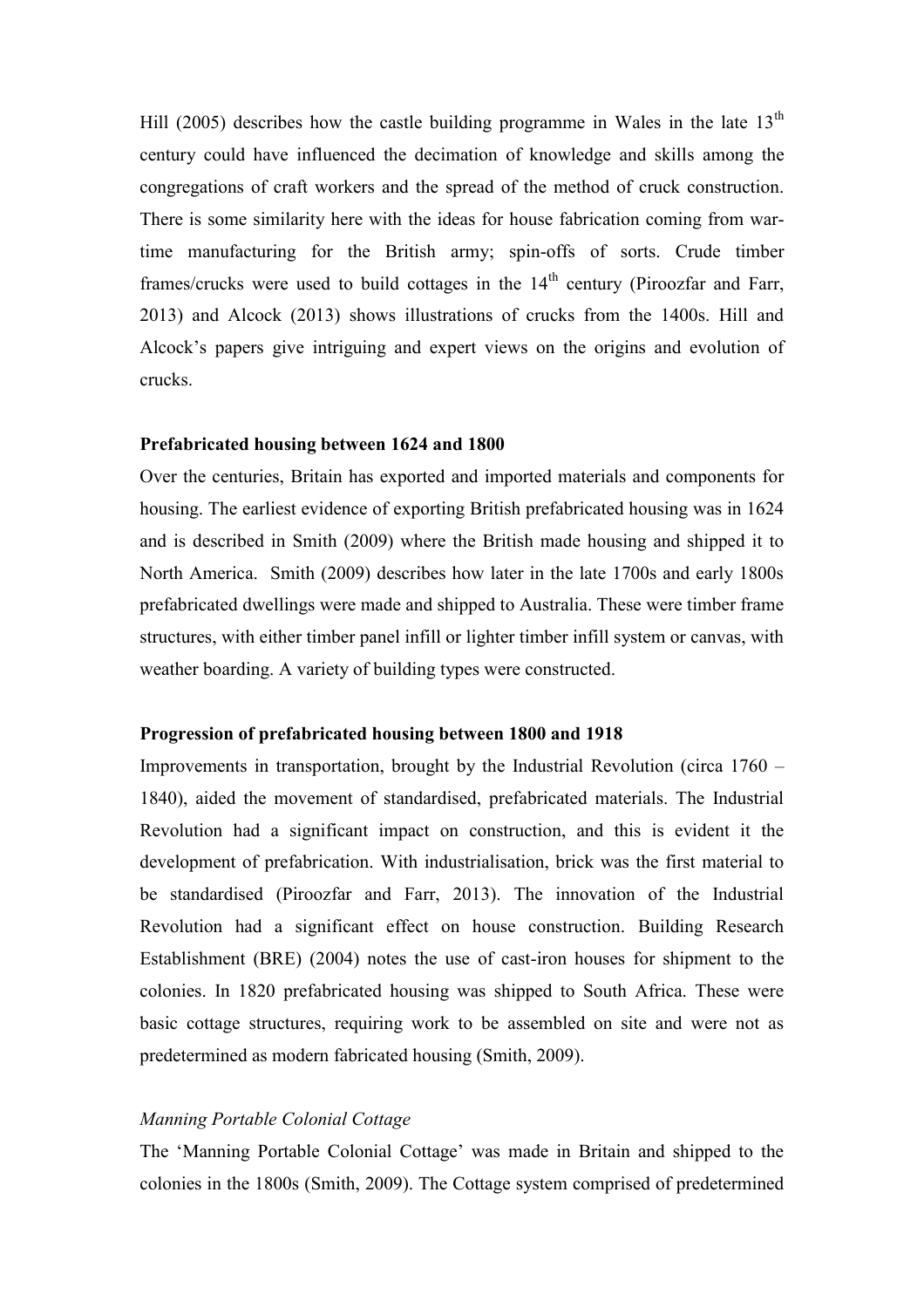Hill (2005) describes how the castle building programme in Wales in the late 13th century could have influenced the decimation of knowledge and skills among the congregations of craft workers and the spread of the method of cruck construction. There is some similarity here with the ideas for house fabrication coming from war-time manufacturing for the British army; spin-offs of sorts. Crude timber frames/crucks were used to build cottages in the 14th century (Piroozfar and Farr, 2013) and Alcock (2013) shows illustrations of crucks from the 1400s. Hill and Alcock's papers give intriguing and expert views on the origins and evolution of crucks.

**Prefabricated housing between 1624 and 1800**

Over the centuries, Britain has exported and imported materials and components for housing. The earliest evidence of exporting British prefabricated housing was in 1624 and is described in Smith (2009) where the British made housing and shipped it to North America. Smith (2009) describes how later in the late 1700s and early 1800s prefabricated dwellings were made and shipped to Australia. These were timber frame structures, with either timber panel infill or lighter timber infill system or canvas, with weather boarding. A variety of building types were constructed.

**Progression of prefabricated housing between 1800 and 1918**

Improvements in transportation, brought by the Industrial Revolution (circa 1760 – 1840), aided the movement of standardised, prefabricated materials. The Industrial Revolution had a significant impact on construction, and this is evident it the development of prefabrication. With industrialisation, brick was the first material to be standardised (Piroozfar and Farr, 2013). The innovation of the Industrial Revolution had a significant effect on house construction. Building Research Establishment (BRE) (2004) notes the use of cast-iron houses for shipment to the colonies. In 1820 prefabricated housing was shipped to South Africa. These were basic cottage structures, requiring work to be assembled on site and were not as predetermined as modern fabricated housing (Smith, 2009).

*Manning Portable Colonial Cottage*

The 'Manning Portable Colonial Cottage' was made in Britain and shipped to the colonies in the 1800s (Smith, 2009). The Cottage system comprised of predetermined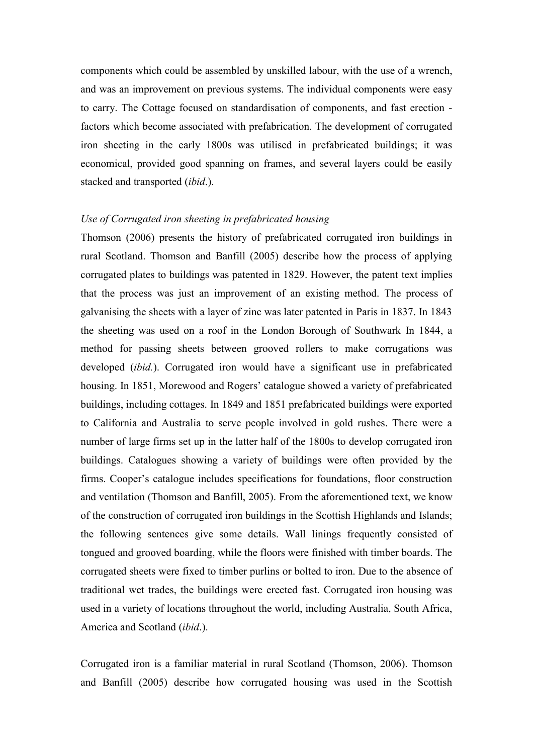components which could be assembled by unskilled labour, with the use of a wrench, and was an improvement on previous systems. The individual components were easy to carry. The Cottage focused on standardisation of components, and fast erection - factors which become associated with prefabrication. The development of corrugated iron sheeting in the early 1800s was utilised in prefabricated buildings; it was economical, provided good spanning on frames, and several layers could be easily stacked and transported (*ibid*.).

*Use of Corrugated iron sheeting in prefabricated housing*

Thomson (2006) presents the history of prefabricated corrugated iron buildings in rural Scotland. Thomson and Banfill (2005) describe how the process of applying corrugated plates to buildings was patented in 1829. However, the patent text implies that the process was just an improvement of an existing method. The process of galvanising the sheets with a layer of zinc was later patented in Paris in 1837. In 1843 the sheeting was used on a roof in the London Borough of Southwark In 1844, a method for passing sheets between grooved rollers to make corrugations was developed (*ibid.*). Corrugated iron would have a significant use in prefabricated housing. In 1851, Morewood and Rogers' catalogue showed a variety of prefabricated buildings, including cottages. In 1849 and 1851 prefabricated buildings were exported to California and Australia to serve people involved in gold rushes. There were a number of large firms set up in the latter half of the 1800s to develop corrugated iron buildings. Catalogues showing a variety of buildings were often provided by the firms. Cooper's catalogue includes specifications for foundations, floor construction and ventilation (Thomson and Banfill, 2005). From the aforementioned text, we know of the construction of corrugated iron buildings in the Scottish Highlands and Islands; the following sentences give some details. Wall linings frequently consisted of tongued and grooved boarding, while the floors were finished with timber boards. The corrugated sheets were fixed to timber purlins or bolted to iron. Due to the absence of traditional wet trades, the buildings were erected fast. Corrugated iron housing was used in a variety of locations throughout the world, including Australia, South Africa, America and Scotland (*ibid*.).

Corrugated iron is a familiar material in rural Scotland (Thomson, 2006). Thomson and Banfill (2005) describe how corrugated housing was used in the Scottish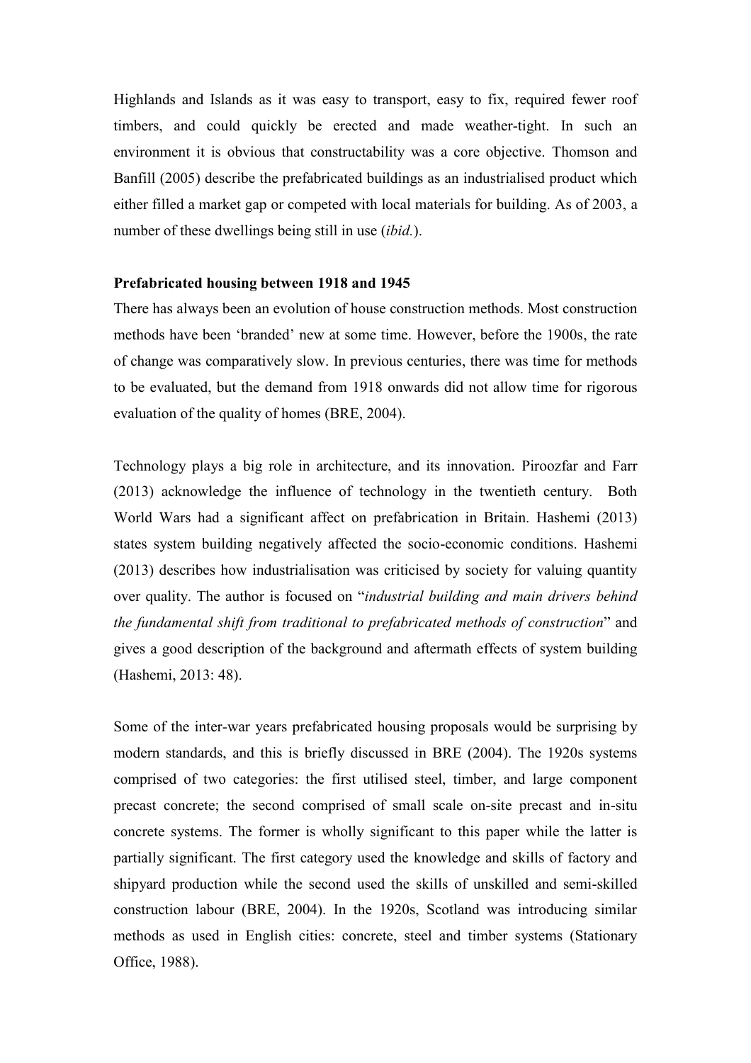Highlands and Islands as it was easy to transport, easy to fix, required fewer roof timbers, and could quickly be erected and made weather-tight. In such an environment it is obvious that constructability was a core objective. Thomson and Banfill (2005) describe the prefabricated buildings as an industrialised product which either filled a market gap or competed with local materials for building. As of 2003, a number of these dwellings being still in use (*ibid.*).

**Prefabricated housing between 1918 and 1945**

There has always been an evolution of house construction methods. Most construction methods have been 'branded' new at some time. However, before the 1900s, the rate of change was comparatively slow. In previous centuries, there was time for methods to be evaluated, but the demand from 1918 onwards did not allow time for rigorous evaluation of the quality of homes (BRE, 2004).

Technology plays a big role in architecture, and its innovation. Piroozfar and Farr (2013) acknowledge the influence of technology in the twentieth century. Both World Wars had a significant affect on prefabrication in Britain. Hashemi (2013) states system building negatively affected the socio-economic conditions. Hashemi (2013) describes how industrialisation was criticised by society for valuing quantity over quality. The author is focused on "*industrial building and main drivers behind the fundamental shift from traditional to prefabricated methods of construction*" and gives a good description of the background and aftermath effects of system building (Hashemi, 2013: 48).

Some of the inter-war years prefabricated housing proposals would be surprising by modern standards, and this is briefly discussed in BRE (2004). The 1920s systems comprised of two categories: the first utilised steel, timber, and large component precast concrete; the second comprised of small scale on-site precast and in-situ concrete systems. The former is wholly significant to this paper while the latter is partially significant. The first category used the knowledge and skills of factory and shipyard production while the second used the skills of unskilled and semi-skilled construction labour (BRE, 2004). In the 1920s, Scotland was introducing similar methods as used in English cities: concrete, steel and timber systems (Stationary Office, 1988).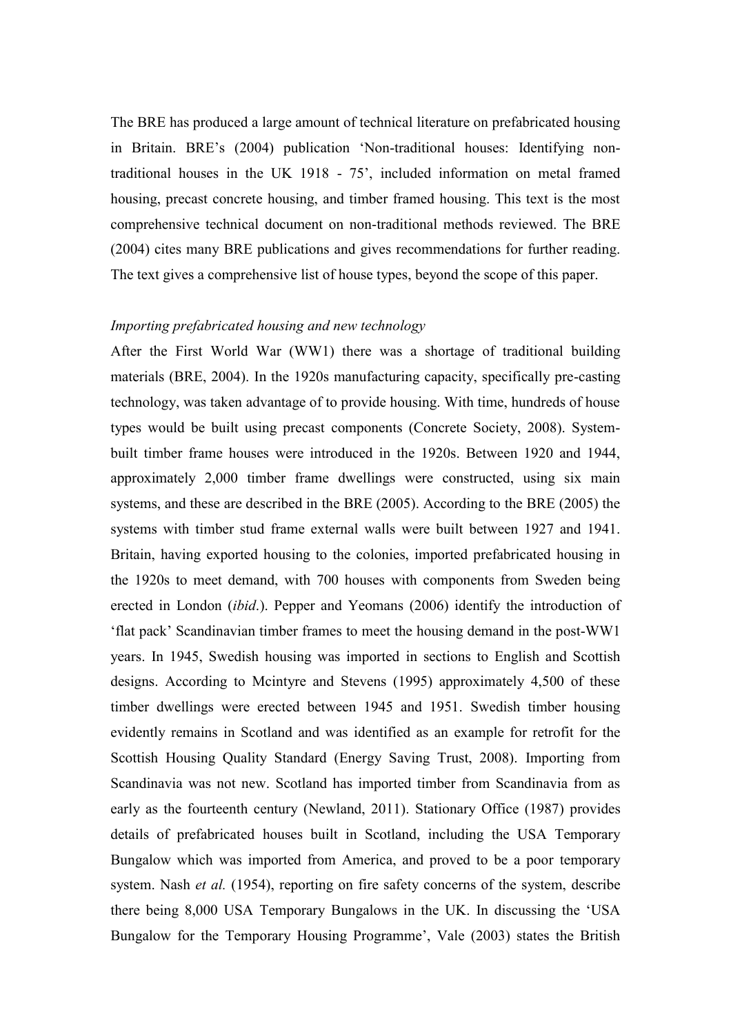The BRE has produced a large amount of technical literature on prefabricated housing in Britain. BRE's (2004) publication 'Non-traditional houses: Identifying non-traditional houses in the UK 1918 - 75', included information on metal framed housing, precast concrete housing, and timber framed housing. This text is the most comprehensive technical document on non-traditional methods reviewed. The BRE (2004) cites many BRE publications and gives recommendations for further reading. The text gives a comprehensive list of house types, beyond the scope of this paper.

*Importing prefabricated housing and new technology*

After the First World War (WW1) there was a shortage of traditional building materials (BRE, 2004). In the 1920s manufacturing capacity, specifically pre-casting technology, was taken advantage of to provide housing. With time, hundreds of house types would be built using precast components (Concrete Society, 2008). System-built timber frame houses were introduced in the 1920s. Between 1920 and 1944, approximately 2,000 timber frame dwellings were constructed, using six main systems, and these are described in the BRE (2005). According to the BRE (2005) the systems with timber stud frame external walls were built between 1927 and 1941. Britain, having exported housing to the colonies, imported prefabricated housing in the 1920s to meet demand, with 700 houses with components from Sweden being erected in London (*ibid*.). Pepper and Yeomans (2006) identify the introduction of 'flat pack' Scandinavian timber frames to meet the housing demand in the post-WW1 years. In 1945, Swedish housing was imported in sections to English and Scottish designs. According to Mcintyre and Stevens (1995) approximately 4,500 of these timber dwellings were erected between 1945 and 1951. Swedish timber housing evidently remains in Scotland and was identified as an example for retrofit for the Scottish Housing Quality Standard (Energy Saving Trust, 2008). Importing from Scandinavia was not new. Scotland has imported timber from Scandinavia from as early as the fourteenth century (Newland, 2011). Stationary Office (1987) provides details of prefabricated houses built in Scotland, including the USA Temporary Bungalow which was imported from America, and proved to be a poor temporary system. Nash *et al.* (1954), reporting on fire safety concerns of the system, describe there being 8,000 USA Temporary Bungalows in the UK. In discussing the 'USA Bungalow for the Temporary Housing Programme', Vale (2003) states the British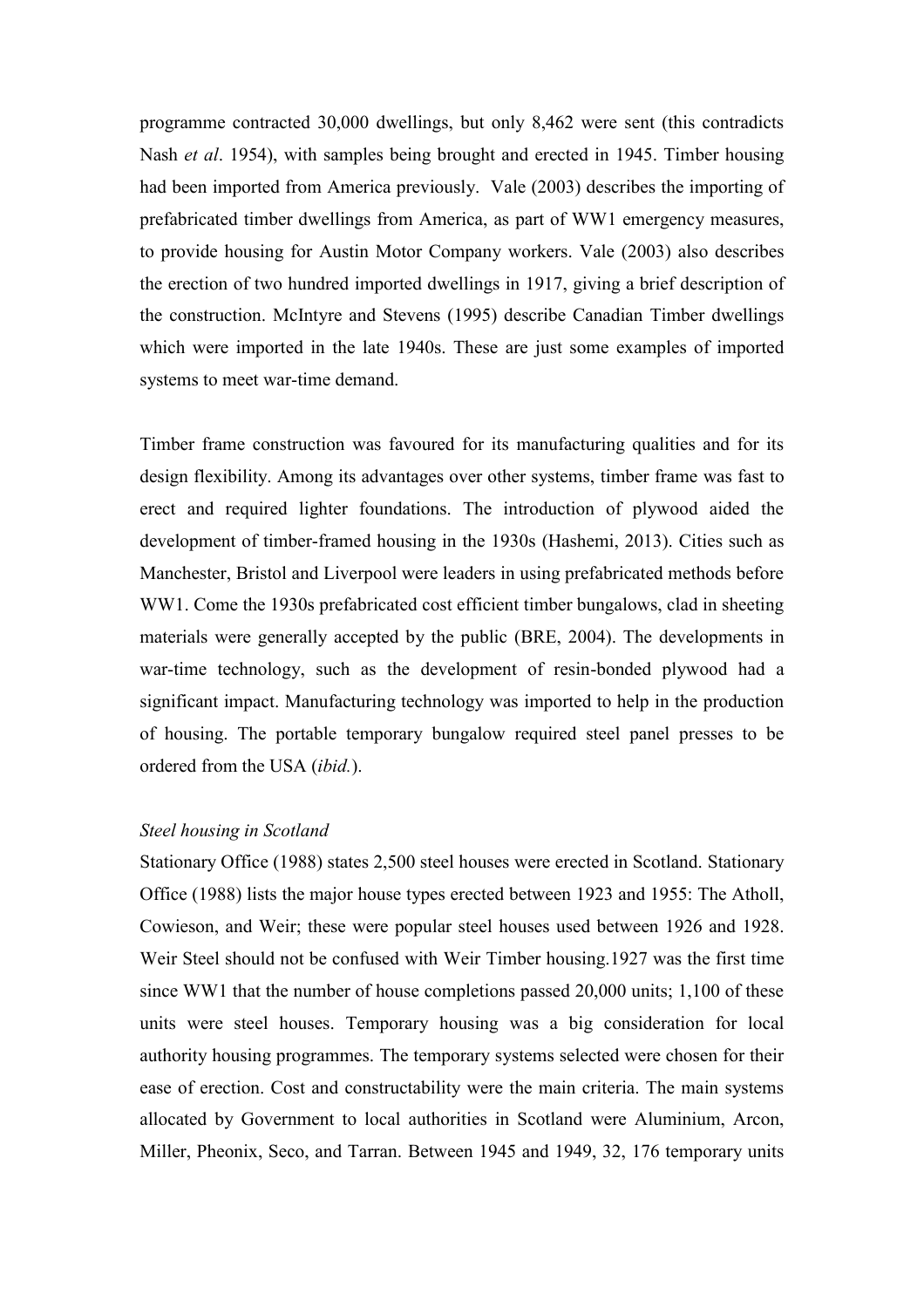programme contracted 30,000 dwellings, but only 8,462 were sent (this contradicts Nash *et al*. 1954), with samples being brought and erected in 1945. Timber housing had been imported from America previously. Vale (2003) describes the importing of prefabricated timber dwellings from America, as part of WW1 emergency measures, to provide housing for Austin Motor Company workers. Vale (2003) also describes the erection of two hundred imported dwellings in 1917, giving a brief description of the construction. McIntyre and Stevens (1995) describe Canadian Timber dwellings which were imported in the late 1940s. These are just some examples of imported systems to meet war-time demand.

Timber frame construction was favoured for its manufacturing qualities and for its design flexibility. Among its advantages over other systems, timber frame was fast to erect and required lighter foundations. The introduction of plywood aided the development of timber-framed housing in the 1930s (Hashemi, 2013). Cities such as Manchester, Bristol and Liverpool were leaders in using prefabricated methods before WW1. Come the 1930s prefabricated cost efficient timber bungalows, clad in sheeting materials were generally accepted by the public (BRE, 2004). The developments in war-time technology, such as the development of resin-bonded plywood had a significant impact. Manufacturing technology was imported to help in the production of housing. The portable temporary bungalow required steel panel presses to be ordered from the USA (*ibid.*).

*Steel housing in Scotland*

Stationary Office (1988) states 2,500 steel houses were erected in Scotland. Stationary Office (1988) lists the major house types erected between 1923 and 1955: The Atholl, Cowieson, and Weir; these were popular steel houses used between 1926 and 1928. Weir Steel should not be confused with Weir Timber housing.1927 was the first time since WW1 that the number of house completions passed 20,000 units; 1,100 of these units were steel houses. Temporary housing was a big consideration for local authority housing programmes. The temporary systems selected were chosen for their ease of erection. Cost and constructability were the main criteria. The main systems allocated by Government to local authorities in Scotland were Aluminium, Arcon, Miller, Pheonix, Seco, and Tarran. Between 1945 and 1949, 32, 176 temporary units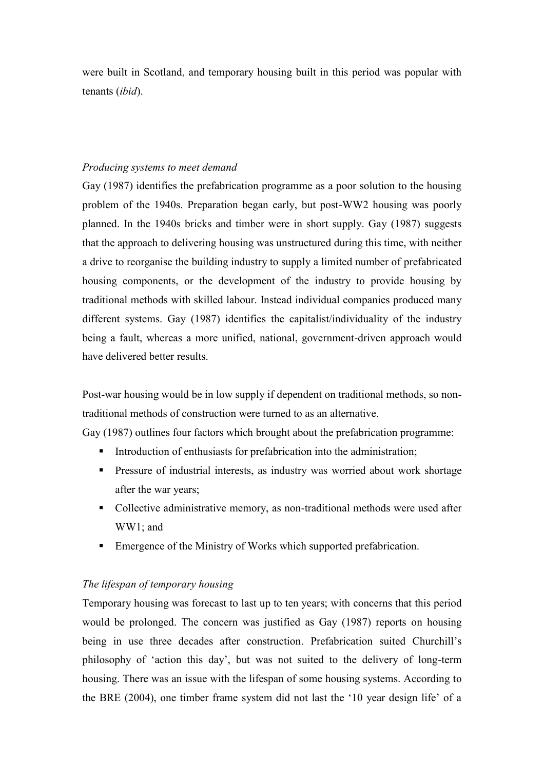were built in Scotland, and temporary housing built in this period was popular with tenants (*ibid*).

*Producing systems to meet demand*

Gay (1987) identifies the prefabrication programme as a poor solution to the housing problem of the 1940s. Preparation began early, but post-WW2 housing was poorly planned. In the 1940s bricks and timber were in short supply. Gay (1987) suggests that the approach to delivering housing was unstructured during this time, with neither a drive to reorganise the building industry to supply a limited number of prefabricated housing components, or the development of the industry to provide housing by traditional methods with skilled labour. Instead individual companies produced many different systems. Gay (1987) identifies the capitalist/individuality of the industry being a fault, whereas a more unified, national, government-driven approach would have delivered better results.

Post-war housing would be in low supply if dependent on traditional methods, so non-traditional methods of construction were turned to as an alternative.
Gay (1987) outlines four factors which brought about the prefabrication programme:

- Introduction of enthusiasts for prefabrication into the administration;
- Pressure of industrial interests, as industry was worried about work shortage after the war years;
- Collective administrative memory, as non-traditional methods were used after WW1; and
- Emergence of the Ministry of Works which supported prefabrication.

*The lifespan of temporary housing*

Temporary housing was forecast to last up to ten years; with concerns that this period would be prolonged. The concern was justified as Gay (1987) reports on housing being in use three decades after construction. Prefabrication suited Churchill's philosophy of 'action this day', but was not suited to the delivery of long-term housing. There was an issue with the lifespan of some housing systems. According to the BRE (2004), one timber frame system did not last the '10 year design life' of a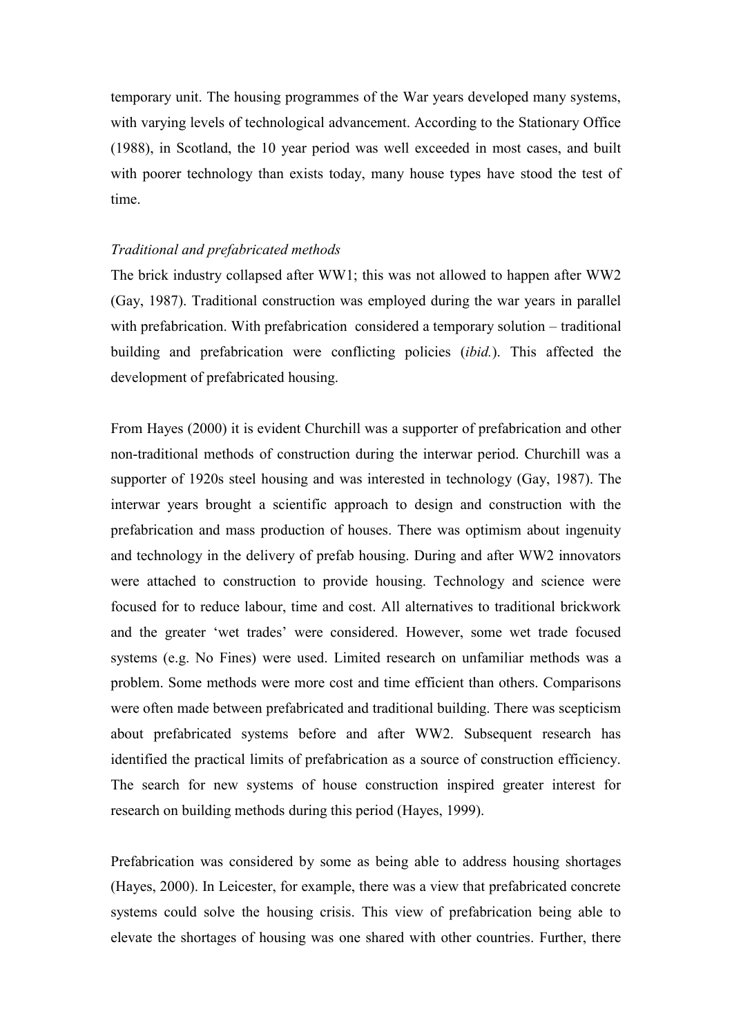temporary unit. The housing programmes of the War years developed many systems, with varying levels of technological advancement. According to the Stationary Office (1988), in Scotland, the 10 year period was well exceeded in most cases, and built with poorer technology than exists today, many house types have stood the test of time.

*Traditional and prefabricated methods*

The brick industry collapsed after WW1; this was not allowed to happen after WW2 (Gay, 1987). Traditional construction was employed during the war years in parallel with prefabrication. With prefabrication considered a temporary solution – traditional building and prefabrication were conflicting policies (*ibid.*). This affected the development of prefabricated housing.

From Hayes (2000) it is evident Churchill was a supporter of prefabrication and other non-traditional methods of construction during the interwar period. Churchill was a supporter of 1920s steel housing and was interested in technology (Gay, 1987). The interwar years brought a scientific approach to design and construction with the prefabrication and mass production of houses. There was optimism about ingenuity and technology in the delivery of prefab housing. During and after WW2 innovators were attached to construction to provide housing. Technology and science were focused for to reduce labour, time and cost. All alternatives to traditional brickwork and the greater 'wet trades' were considered. However, some wet trade focused systems (e.g. No Fines) were used. Limited research on unfamiliar methods was a problem. Some methods were more cost and time efficient than others. Comparisons were often made between prefabricated and traditional building. There was scepticism about prefabricated systems before and after WW2. Subsequent research has identified the practical limits of prefabrication as a source of construction efficiency. The search for new systems of house construction inspired greater interest for research on building methods during this period (Hayes, 1999).

Prefabrication was considered by some as being able to address housing shortages (Hayes, 2000). In Leicester, for example, there was a view that prefabricated concrete systems could solve the housing crisis. This view of prefabrication being able to elevate the shortages of housing was one shared with other countries. Further, there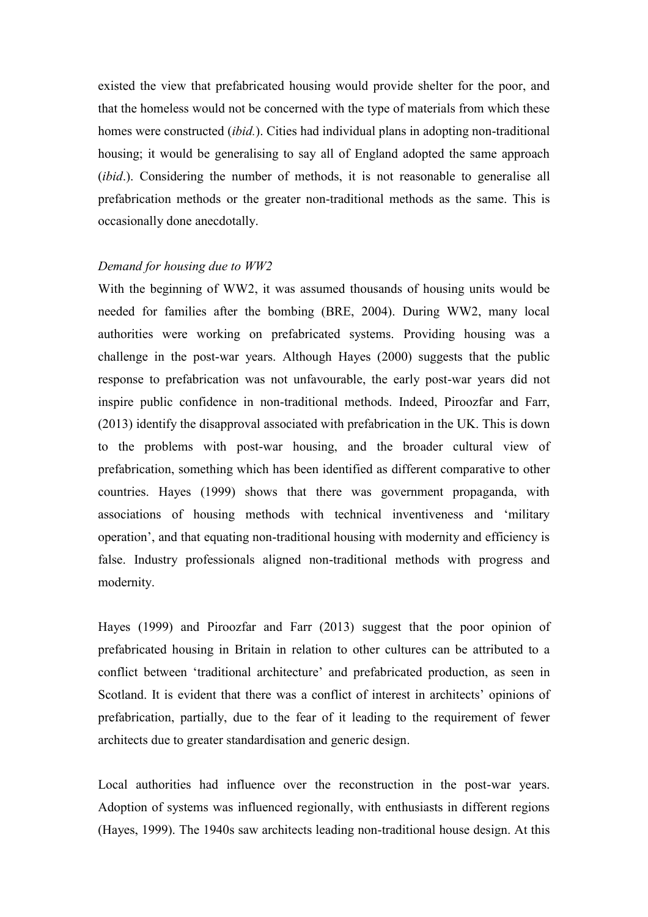existed the view that prefabricated housing would provide shelter for the poor, and that the homeless would not be concerned with the type of materials from which these homes were constructed (*ibid.*). Cities had individual plans in adopting non-traditional housing; it would be generalising to say all of England adopted the same approach (*ibid*.). Considering the number of methods, it is not reasonable to generalise all prefabrication methods or the greater non-traditional methods as the same. This is occasionally done anecdotally.

*Demand for housing due to WW2*

With the beginning of WW2, it was assumed thousands of housing units would be needed for families after the bombing (BRE, 2004). During WW2, many local authorities were working on prefabricated systems. Providing housing was a challenge in the post-war years. Although Hayes (2000) suggests that the public response to prefabrication was not unfavourable, the early post-war years did not inspire public confidence in non-traditional methods. Indeed, Piroozfar and Farr, (2013) identify the disapproval associated with prefabrication in the UK. This is down to the problems with post-war housing, and the broader cultural view of prefabrication, something which has been identified as different comparative to other countries. Hayes (1999) shows that there was government propaganda, with associations of housing methods with technical inventiveness and 'military operation', and that equating non-traditional housing with modernity and efficiency is false. Industry professionals aligned non-traditional methods with progress and modernity.

Hayes (1999) and Piroozfar and Farr (2013) suggest that the poor opinion of prefabricated housing in Britain in relation to other cultures can be attributed to a conflict between 'traditional architecture' and prefabricated production, as seen in Scotland. It is evident that there was a conflict of interest in architects' opinions of prefabrication, partially, due to the fear of it leading to the requirement of fewer architects due to greater standardisation and generic design.

Local authorities had influence over the reconstruction in the post-war years. Adoption of systems was influenced regionally, with enthusiasts in different regions (Hayes, 1999). The 1940s saw architects leading non-traditional house design. At this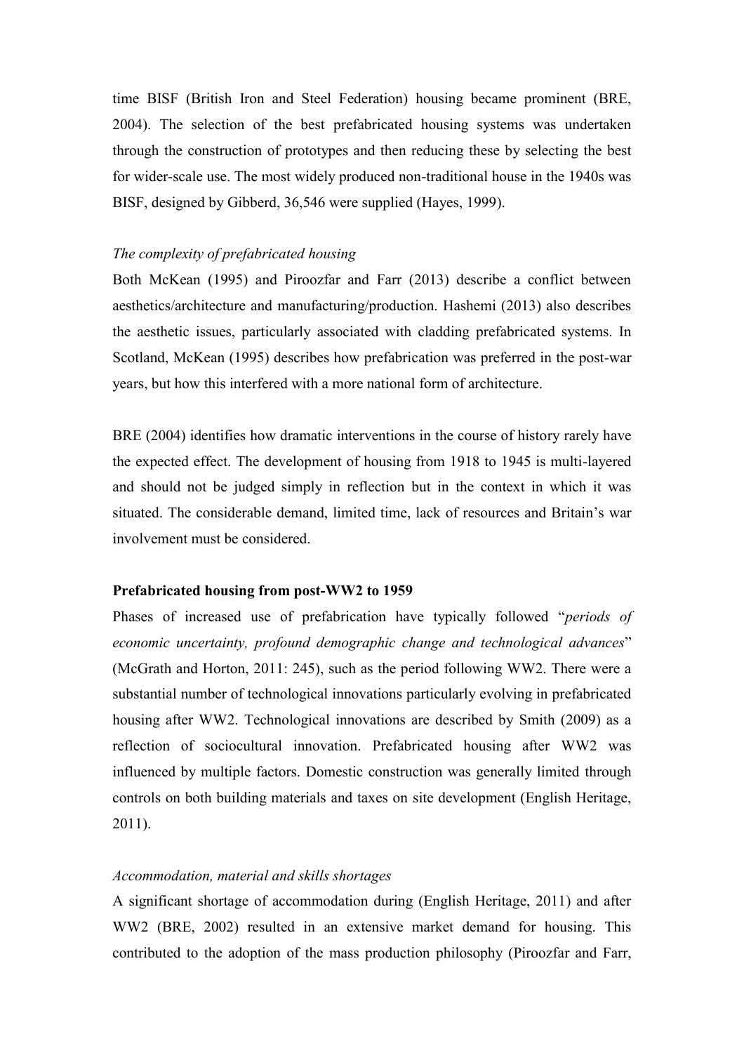time BISF (British Iron and Steel Federation) housing became prominent (BRE, 2004). The selection of the best prefabricated housing systems was undertaken through the construction of prototypes and then reducing these by selecting the best for wider-scale use. The most widely produced non-traditional house in the 1940s was BISF, designed by Gibberd, 36,546 were supplied (Hayes, 1999).

*The complexity of prefabricated housing*

Both McKean (1995) and Piroozfar and Farr (2013) describe a conflict between aesthetics/architecture and manufacturing/production. Hashemi (2013) also describes the aesthetic issues, particularly associated with cladding prefabricated systems. In Scotland, McKean (1995) describes how prefabrication was preferred in the post-war years, but how this interfered with a more national form of architecture.

BRE (2004) identifies how dramatic interventions in the course of history rarely have the expected effect. The development of housing from 1918 to 1945 is multi-layered and should not be judged simply in reflection but in the context in which it was situated. The considerable demand, limited time, lack of resources and Britain's war involvement must be considered.

**Prefabricated housing from post-WW2 to 1959**

Phases of increased use of prefabrication have typically followed "*periods of economic uncertainty, profound demographic change and technological advances*" (McGrath and Horton, 2011: 245), such as the period following WW2. There were a substantial number of technological innovations particularly evolving in prefabricated housing after WW2. Technological innovations are described by Smith (2009) as a reflection of sociocultural innovation. Prefabricated housing after WW2 was influenced by multiple factors. Domestic construction was generally limited through controls on both building materials and taxes on site development (English Heritage, 2011).

*Accommodation, material and skills shortages*

A significant shortage of accommodation during (English Heritage, 2011) and after WW2 (BRE, 2002) resulted in an extensive market demand for housing. This contributed to the adoption of the mass production philosophy (Piroozfar and Farr,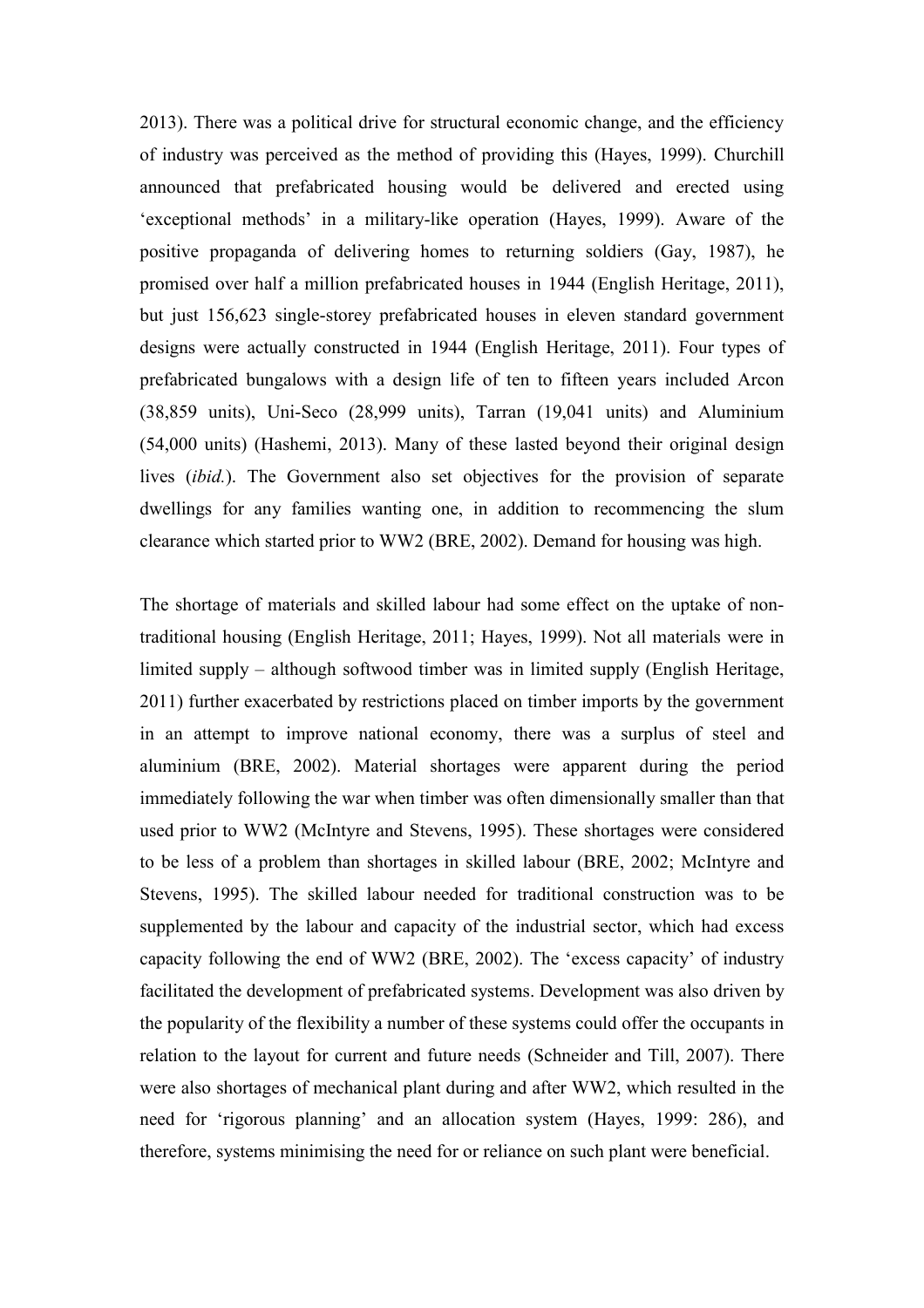2013). There was a political drive for structural economic change, and the efficiency of industry was perceived as the method of providing this (Hayes, 1999). Churchill announced that prefabricated housing would be delivered and erected using 'exceptional methods' in a military-like operation (Hayes, 1999). Aware of the positive propaganda of delivering homes to returning soldiers (Gay, 1987), he promised over half a million prefabricated houses in 1944 (English Heritage, 2011), but just 156,623 single-storey prefabricated houses in eleven standard government designs were actually constructed in 1944 (English Heritage, 2011). Four types of prefabricated bungalows with a design life of ten to fifteen years included Arcon (38,859 units), Uni-Seco (28,999 units), Tarran (19,041 units) and Aluminium (54,000 units) (Hashemi, 2013). Many of these lasted beyond their original design lives (*ibid.*). The Government also set objectives for the provision of separate dwellings for any families wanting one, in addition to recommencing the slum clearance which started prior to WW2 (BRE, 2002). Demand for housing was high.

The shortage of materials and skilled labour had some effect on the uptake of non-traditional housing (English Heritage, 2011; Hayes, 1999). Not all materials were in limited supply – although softwood timber was in limited supply (English Heritage, 2011) further exacerbated by restrictions placed on timber imports by the government in an attempt to improve national economy, there was a surplus of steel and aluminium (BRE, 2002). Material shortages were apparent during the period immediately following the war when timber was often dimensionally smaller than that used prior to WW2 (McIntyre and Stevens, 1995). These shortages were considered to be less of a problem than shortages in skilled labour (BRE, 2002; McIntyre and Stevens, 1995). The skilled labour needed for traditional construction was to be supplemented by the labour and capacity of the industrial sector, which had excess capacity following the end of WW2 (BRE, 2002). The 'excess capacity' of industry facilitated the development of prefabricated systems. Development was also driven by the popularity of the flexibility a number of these systems could offer the occupants in relation to the layout for current and future needs (Schneider and Till, 2007). There were also shortages of mechanical plant during and after WW2, which resulted in the need for 'rigorous planning' and an allocation system (Hayes, 1999: 286), and therefore, systems minimising the need for or reliance on such plant were beneficial.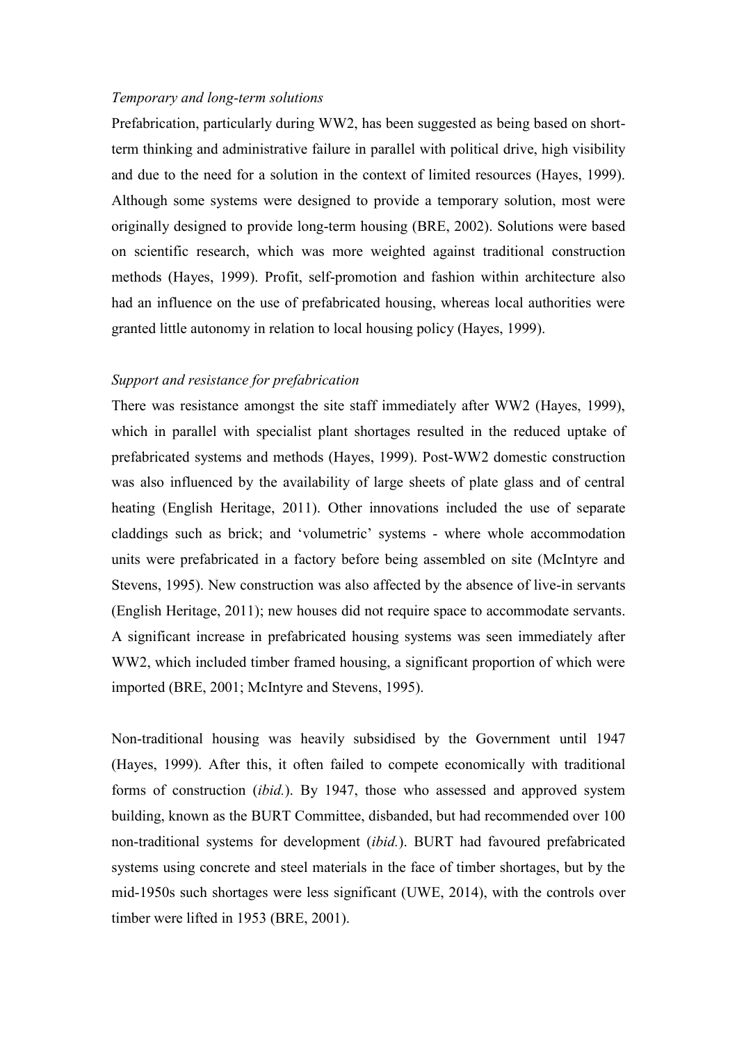*Temporary and long-term solutions*

Prefabrication, particularly during WW2, has been suggested as being based on short-term thinking and administrative failure in parallel with political drive, high visibility and due to the need for a solution in the context of limited resources (Hayes, 1999). Although some systems were designed to provide a temporary solution, most were originally designed to provide long-term housing (BRE, 2002). Solutions were based on scientific research, which was more weighted against traditional construction methods (Hayes, 1999). Profit, self-promotion and fashion within architecture also had an influence on the use of prefabricated housing, whereas local authorities were granted little autonomy in relation to local housing policy (Hayes, 1999).

*Support and resistance for prefabrication*

There was resistance amongst the site staff immediately after WW2 (Hayes, 1999), which in parallel with specialist plant shortages resulted in the reduced uptake of prefabricated systems and methods (Hayes, 1999). Post-WW2 domestic construction was also influenced by the availability of large sheets of plate glass and of central heating (English Heritage, 2011). Other innovations included the use of separate claddings such as brick; and 'volumetric' systems - where whole accommodation units were prefabricated in a factory before being assembled on site (McIntyre and Stevens, 1995). New construction was also affected by the absence of live-in servants (English Heritage, 2011); new houses did not require space to accommodate servants. A significant increase in prefabricated housing systems was seen immediately after WW2, which included timber framed housing, a significant proportion of which were imported (BRE, 2001; McIntyre and Stevens, 1995).

Non-traditional housing was heavily subsidised by the Government until 1947 (Hayes, 1999). After this, it often failed to compete economically with traditional forms of construction (*ibid.*). By 1947, those who assessed and approved system building, known as the BURT Committee, disbanded, but had recommended over 100 non-traditional systems for development (*ibid.*). BURT had favoured prefabricated systems using concrete and steel materials in the face of timber shortages, but by the mid-1950s such shortages were less significant (UWE, 2014), with the controls over timber were lifted in 1953 (BRE, 2001).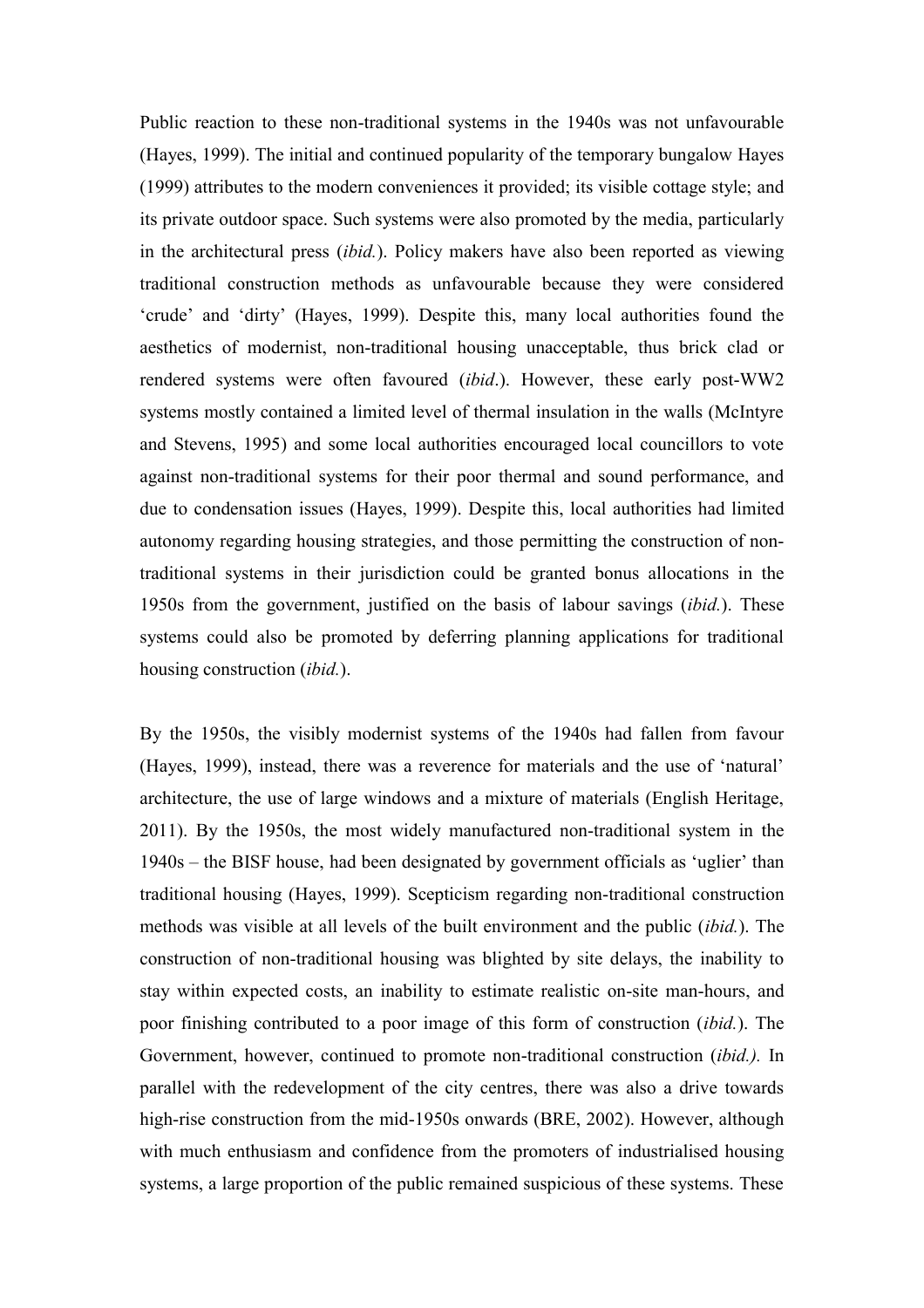Public reaction to these non-traditional systems in the 1940s was not unfavourable (Hayes, 1999). The initial and continued popularity of the temporary bungalow Hayes (1999) attributes to the modern conveniences it provided; its visible cottage style; and its private outdoor space. Such systems were also promoted by the media, particularly in the architectural press (*ibid.*). Policy makers have also been reported as viewing traditional construction methods as unfavourable because they were considered 'crude' and 'dirty' (Hayes, 1999). Despite this, many local authorities found the aesthetics of modernist, non-traditional housing unacceptable, thus brick clad or rendered systems were often favoured (*ibid*.). However, these early post-WW2 systems mostly contained a limited level of thermal insulation in the walls (McIntyre and Stevens, 1995) and some local authorities encouraged local councillors to vote against non-traditional systems for their poor thermal and sound performance, and due to condensation issues (Hayes, 1999). Despite this, local authorities had limited autonomy regarding housing strategies, and those permitting the construction of non-traditional systems in their jurisdiction could be granted bonus allocations in the 1950s from the government, justified on the basis of labour savings (*ibid.*). These systems could also be promoted by deferring planning applications for traditional housing construction (*ibid.*).

By the 1950s, the visibly modernist systems of the 1940s had fallen from favour (Hayes, 1999), instead, there was a reverence for materials and the use of 'natural' architecture, the use of large windows and a mixture of materials (English Heritage, 2011). By the 1950s, the most widely manufactured non-traditional system in the 1940s – the BISF house, had been designated by government officials as 'uglier' than traditional housing (Hayes, 1999). Scepticism regarding non-traditional construction methods was visible at all levels of the built environment and the public (*ibid.*). The construction of non-traditional housing was blighted by site delays, the inability to stay within expected costs, an inability to estimate realistic on-site man-hours, and poor finishing contributed to a poor image of this form of construction (*ibid.*). The Government, however, continued to promote non-traditional construction (*ibid.).* In parallel with the redevelopment of the city centres, there was also a drive towards high-rise construction from the mid-1950s onwards (BRE, 2002). However, although with much enthusiasm and confidence from the promoters of industrialised housing systems, a large proportion of the public remained suspicious of these systems. These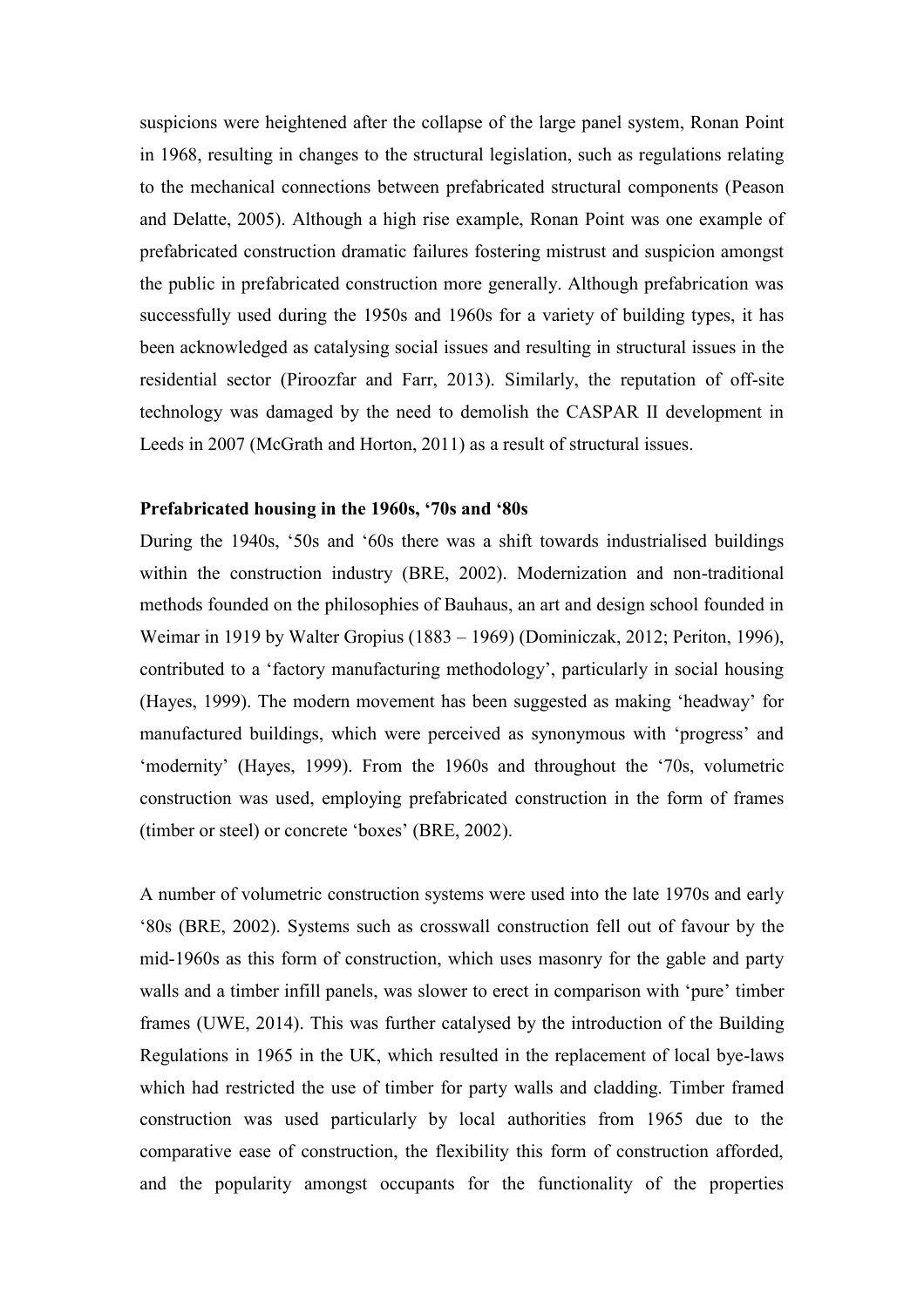suspicions were heightened after the collapse of the large panel system, Ronan Point in 1968, resulting in changes to the structural legislation, such as regulations relating to the mechanical connections between prefabricated structural components (Peason and Delatte, 2005). Although a high rise example, Ronan Point was one example of prefabricated construction dramatic failures fostering mistrust and suspicion amongst the public in prefabricated construction more generally. Although prefabrication was successfully used during the 1950s and 1960s for a variety of building types, it has been acknowledged as catalysing social issues and resulting in structural issues in the residential sector (Piroozfar and Farr, 2013). Similarly, the reputation of off-site technology was damaged by the need to demolish the CASPAR II development in Leeds in 2007 (McGrath and Horton, 2011) as a result of structural issues.

**Prefabricated housing in the 1960s, '70s and '80s**

During the 1940s, '50s and '60s there was a shift towards industrialised buildings within the construction industry (BRE, 2002). Modernization and non-traditional methods founded on the philosophies of Bauhaus, an art and design school founded in Weimar in 1919 by Walter Gropius (1883 – 1969) (Dominiczak, 2012; Periton, 1996), contributed to a 'factory manufacturing methodology', particularly in social housing (Hayes, 1999). The modern movement has been suggested as making 'headway' for manufactured buildings, which were perceived as synonymous with 'progress' and 'modernity' (Hayes, 1999). From the 1960s and throughout the '70s, volumetric construction was used, employing prefabricated construction in the form of frames (timber or steel) or concrete 'boxes' (BRE, 2002).

A number of volumetric construction systems were used into the late 1970s and early '80s (BRE, 2002). Systems such as crosswall construction fell out of favour by the mid-1960s as this form of construction, which uses masonry for the gable and party walls and a timber infill panels, was slower to erect in comparison with 'pure' timber frames (UWE, 2014). This was further catalysed by the introduction of the Building Regulations in 1965 in the UK, which resulted in the replacement of local bye-laws which had restricted the use of timber for party walls and cladding. Timber framed construction was used particularly by local authorities from 1965 due to the comparative ease of construction, the flexibility this form of construction afforded, and the popularity amongst occupants for the functionality of the properties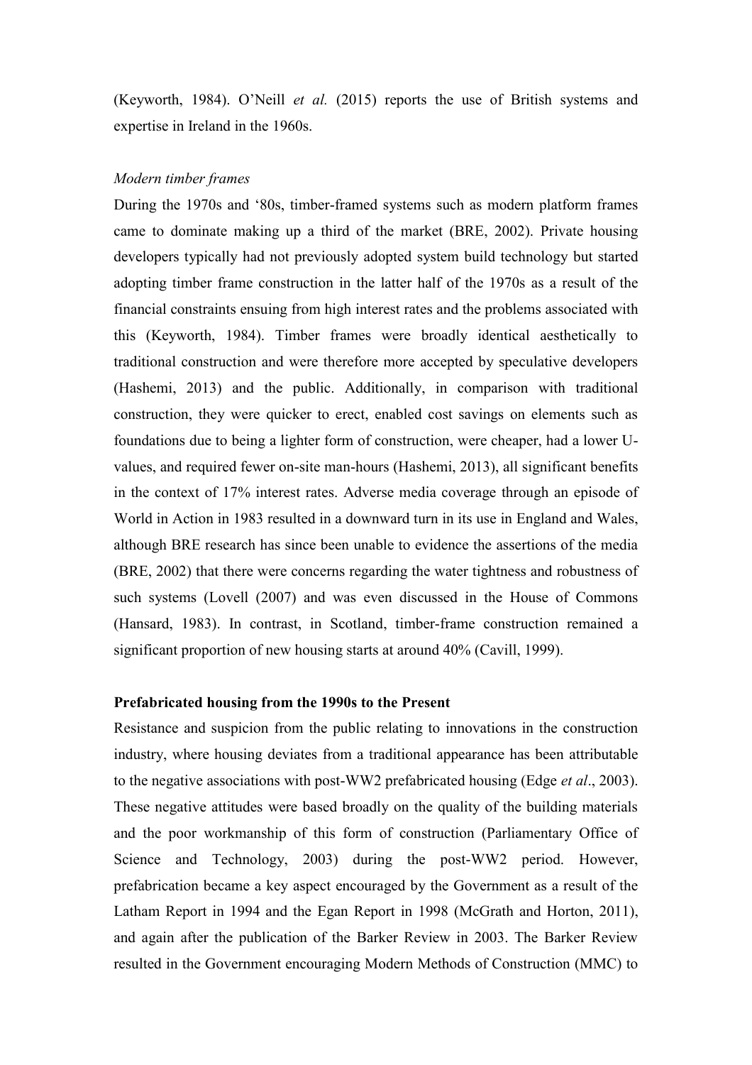(Keyworth, 1984). O'Neill *et al.* (2015) reports the use of British systems and expertise in Ireland in the 1960s.

*Modern timber frames*

During the 1970s and '80s, timber-framed systems such as modern platform frames came to dominate making up a third of the market (BRE, 2002). Private housing developers typically had not previously adopted system build technology but started adopting timber frame construction in the latter half of the 1970s as a result of the financial constraints ensuing from high interest rates and the problems associated with this (Keyworth, 1984). Timber frames were broadly identical aesthetically to traditional construction and were therefore more accepted by speculative developers (Hashemi, 2013) and the public. Additionally, in comparison with traditional construction, they were quicker to erect, enabled cost savings on elements such as foundations due to being a lighter form of construction, were cheaper, had a lower U-values, and required fewer on-site man-hours (Hashemi, 2013), all significant benefits in the context of 17% interest rates. Adverse media coverage through an episode of World in Action in 1983 resulted in a downward turn in its use in England and Wales, although BRE research has since been unable to evidence the assertions of the media (BRE, 2002) that there were concerns regarding the water tightness and robustness of such systems (Lovell (2007) and was even discussed in the House of Commons (Hansard, 1983). In contrast, in Scotland, timber-frame construction remained a significant proportion of new housing starts at around 40% (Cavill, 1999).

**Prefabricated housing from the 1990s to the Present**

Resistance and suspicion from the public relating to innovations in the construction industry, where housing deviates from a traditional appearance has been attributable to the negative associations with post-WW2 prefabricated housing (Edge *et al*., 2003). These negative attitudes were based broadly on the quality of the building materials and the poor workmanship of this form of construction (Parliamentary Office of Science and Technology, 2003) during the post-WW2 period. However, prefabrication became a key aspect encouraged by the Government as a result of the Latham Report in 1994 and the Egan Report in 1998 (McGrath and Horton, 2011), and again after the publication of the Barker Review in 2003. The Barker Review resulted in the Government encouraging Modern Methods of Construction (MMC) to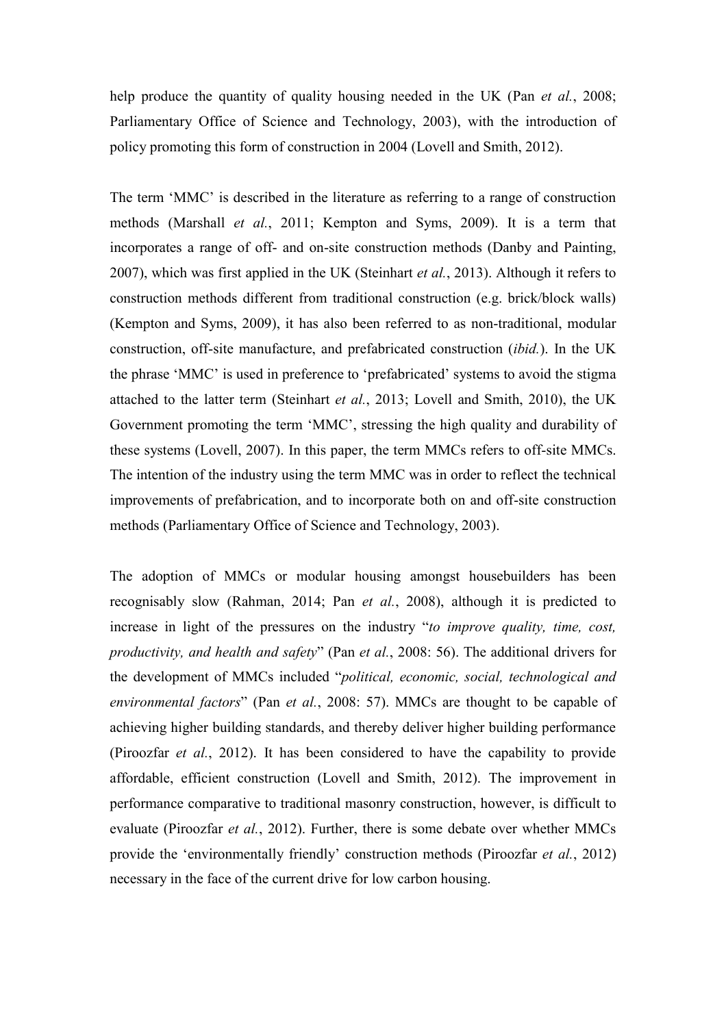help produce the quantity of quality housing needed in the UK (Pan *et al.*, 2008; Parliamentary Office of Science and Technology, 2003), with the introduction of policy promoting this form of construction in 2004 (Lovell and Smith, 2012).

The term 'MMC' is described in the literature as referring to a range of construction methods (Marshall *et al.*, 2011; Kempton and Syms, 2009). It is a term that incorporates a range of off- and on-site construction methods (Danby and Painting, 2007), which was first applied in the UK (Steinhart *et al.*, 2013). Although it refers to construction methods different from traditional construction (e.g. brick/block walls) (Kempton and Syms, 2009), it has also been referred to as non-traditional, modular construction, off-site manufacture, and prefabricated construction (*ibid.*). In the UK the phrase 'MMC' is used in preference to 'prefabricated' systems to avoid the stigma attached to the latter term (Steinhart *et al.*, 2013; Lovell and Smith, 2010), the UK Government promoting the term 'MMC', stressing the high quality and durability of these systems (Lovell, 2007). In this paper, the term MMCs refers to off-site MMCs. The intention of the industry using the term MMC was in order to reflect the technical improvements of prefabrication, and to incorporate both on and off-site construction methods (Parliamentary Office of Science and Technology, 2003).

The adoption of MMCs or modular housing amongst housebuilders has been recognisably slow (Rahman, 2014; Pan *et al.*, 2008), although it is predicted to increase in light of the pressures on the industry "*to improve quality, time, cost, productivity, and health and safety*" (Pan *et al.*, 2008: 56). The additional drivers for the development of MMCs included "*political, economic, social, technological and environmental factors*" (Pan *et al.*, 2008: 57). MMCs are thought to be capable of achieving higher building standards, and thereby deliver higher building performance (Piroozfar *et al.*, 2012). It has been considered to have the capability to provide affordable, efficient construction (Lovell and Smith, 2012). The improvement in performance comparative to traditional masonry construction, however, is difficult to evaluate (Piroozfar *et al.*, 2012). Further, there is some debate over whether MMCs provide the 'environmentally friendly' construction methods (Piroozfar *et al.*, 2012) necessary in the face of the current drive for low carbon housing.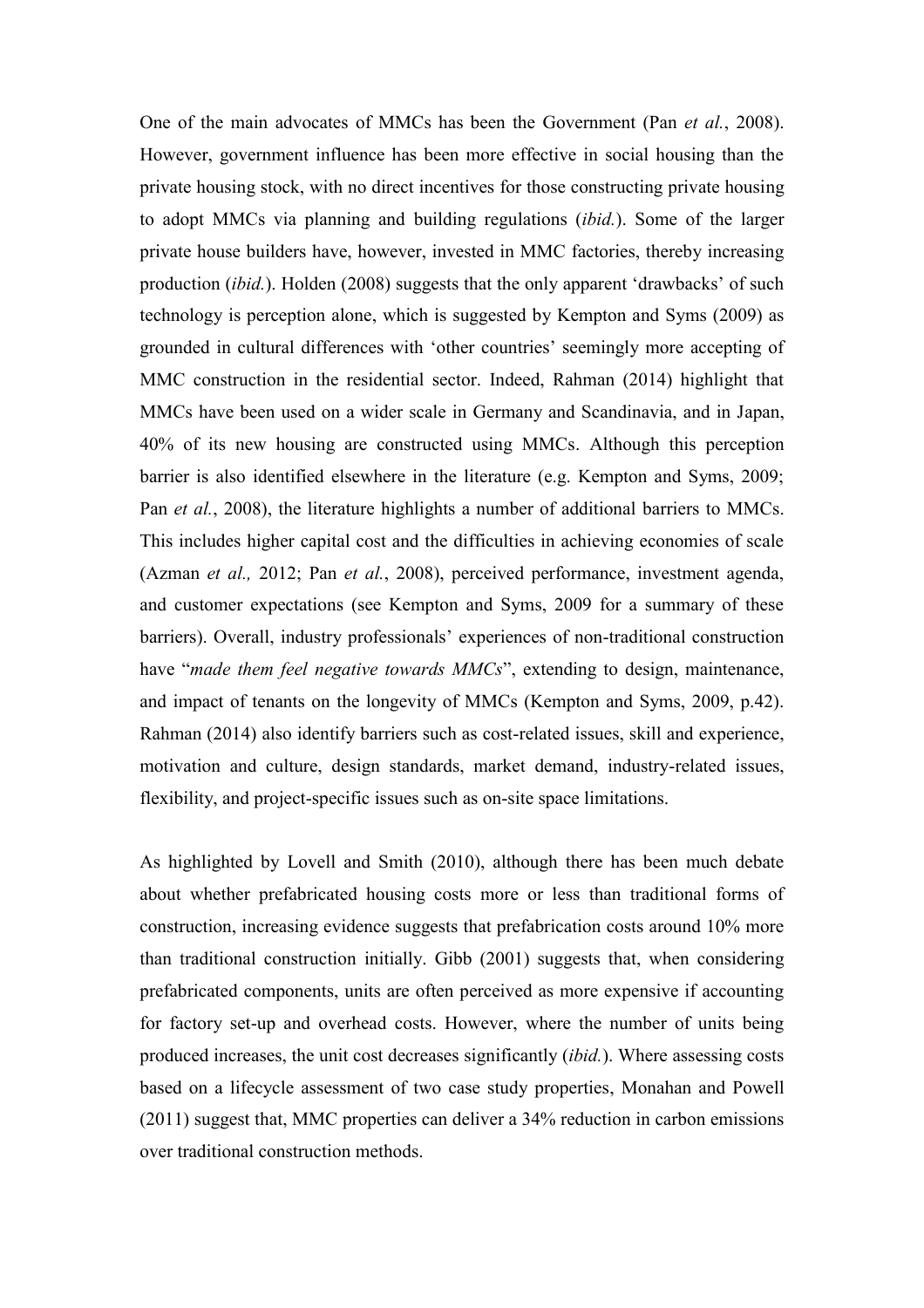One of the main advocates of MMCs has been the Government (Pan *et al.*, 2008). However, government influence has been more effective in social housing than the private housing stock, with no direct incentives for those constructing private housing to adopt MMCs via planning and building regulations (*ibid.*). Some of the larger private house builders have, however, invested in MMC factories, thereby increasing production (*ibid.*). Holden (2008) suggests that the only apparent 'drawbacks' of such technology is perception alone, which is suggested by Kempton and Syms (2009) as grounded in cultural differences with 'other countries' seemingly more accepting of MMC construction in the residential sector. Indeed, Rahman (2014) highlight that MMCs have been used on a wider scale in Germany and Scandinavia, and in Japan, 40% of its new housing are constructed using MMCs. Although this perception barrier is also identified elsewhere in the literature (e.g. Kempton and Syms, 2009; Pan *et al.*, 2008), the literature highlights a number of additional barriers to MMCs. This includes higher capital cost and the difficulties in achieving economies of scale (Azman *et al.,* 2012; Pan *et al.*, 2008), perceived performance, investment agenda, and customer expectations (see Kempton and Syms, 2009 for a summary of these barriers). Overall, industry professionals' experiences of non-traditional construction have "*made them feel negative towards MMCs*", extending to design, maintenance, and impact of tenants on the longevity of MMCs (Kempton and Syms, 2009, p.42). Rahman (2014) also identify barriers such as cost-related issues, skill and experience, motivation and culture, design standards, market demand, industry-related issues, flexibility, and project-specific issues such as on-site space limitations.

As highlighted by Lovell and Smith (2010), although there has been much debate about whether prefabricated housing costs more or less than traditional forms of construction, increasing evidence suggests that prefabrication costs around 10% more than traditional construction initially. Gibb (2001) suggests that, when considering prefabricated components, units are often perceived as more expensive if accounting for factory set-up and overhead costs. However, where the number of units being produced increases, the unit cost decreases significantly (*ibid.*). Where assessing costs based on a lifecycle assessment of two case study properties, Monahan and Powell (2011) suggest that, MMC properties can deliver a 34% reduction in carbon emissions over traditional construction methods.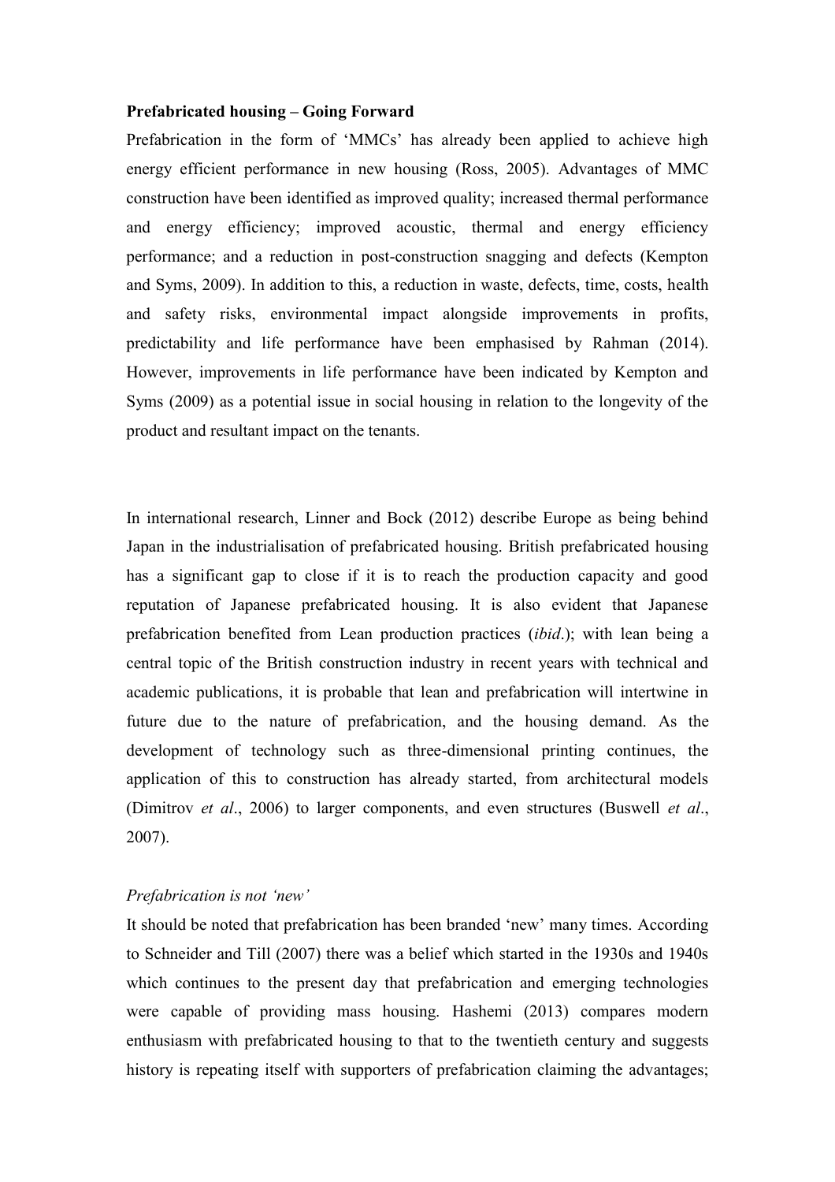**Prefabricated housing – Going Forward**

Prefabrication in the form of 'MMCs' has already been applied to achieve high energy efficient performance in new housing (Ross, 2005). Advantages of MMC construction have been identified as improved quality; increased thermal performance and energy efficiency; improved acoustic, thermal and energy efficiency performance; and a reduction in post-construction snagging and defects (Kempton and Syms, 2009). In addition to this, a reduction in waste, defects, time, costs, health and safety risks, environmental impact alongside improvements in profits, predictability and life performance have been emphasised by Rahman (2014). However, improvements in life performance have been indicated by Kempton and Syms (2009) as a potential issue in social housing in relation to the longevity of the product and resultant impact on the tenants.

In international research, Linner and Bock (2012) describe Europe as being behind Japan in the industrialisation of prefabricated housing. British prefabricated housing has a significant gap to close if it is to reach the production capacity and good reputation of Japanese prefabricated housing. It is also evident that Japanese prefabrication benefited from Lean production practices (*ibid*.); with lean being a central topic of the British construction industry in recent years with technical and academic publications, it is probable that lean and prefabrication will intertwine in future due to the nature of prefabrication, and the housing demand. As the development of technology such as three-dimensional printing continues, the application of this to construction has already started, from architectural models (Dimitrov *et al*., 2006) to larger components, and even structures (Buswell *et al*., 2007).

*Prefabrication is not 'new'*

It should be noted that prefabrication has been branded 'new' many times. According to Schneider and Till (2007) there was a belief which started in the 1930s and 1940s which continues to the present day that prefabrication and emerging technologies were capable of providing mass housing. Hashemi (2013) compares modern enthusiasm with prefabricated housing to that to the twentieth century and suggests history is repeating itself with supporters of prefabrication claiming the advantages;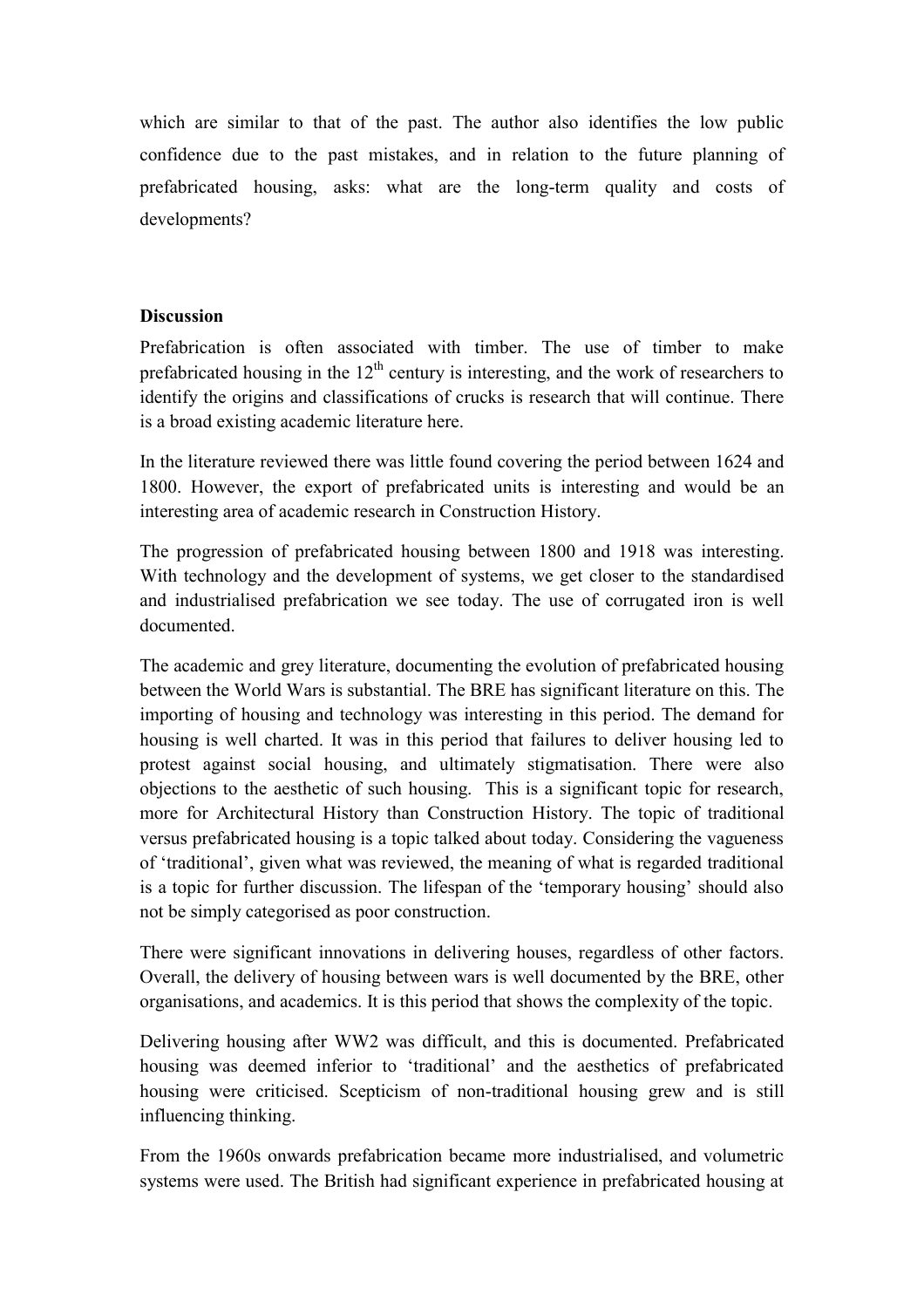which are similar to that of the past. The author also identifies the low public confidence due to the past mistakes, and in relation to the future planning of prefabricated housing, asks: what are the long-term quality and costs of developments?

**Discussion**

Prefabrication is often associated with timber. The use of timber to make prefabricated housing in the 12th century is interesting, and the work of researchers to identify the origins and classifications of crucks is research that will continue. There is a broad existing academic literature here.

In the literature reviewed there was little found covering the period between 1624 and 1800. However, the export of prefabricated units is interesting and would be an interesting area of academic research in Construction History.

The progression of prefabricated housing between 1800 and 1918 was interesting. With technology and the development of systems, we get closer to the standardised and industrialised prefabrication we see today. The use of corrugated iron is well documented.

The academic and grey literature, documenting the evolution of prefabricated housing between the World Wars is substantial. The BRE has significant literature on this. The importing of housing and technology was interesting in this period. The demand for housing is well charted. It was in this period that failures to deliver housing led to protest against social housing, and ultimately stigmatisation. There were also objections to the aesthetic of such housing. This is a significant topic for research, more for Architectural History than Construction History. The topic of traditional versus prefabricated housing is a topic talked about today. Considering the vagueness of 'traditional', given what was reviewed, the meaning of what is regarded traditional is a topic for further discussion. The lifespan of the 'temporary housing' should also not be simply categorised as poor construction.

There were significant innovations in delivering houses, regardless of other factors. Overall, the delivery of housing between wars is well documented by the BRE, other organisations, and academics. It is this period that shows the complexity of the topic.

Delivering housing after WW2 was difficult, and this is documented. Prefabricated housing was deemed inferior to 'traditional' and the aesthetics of prefabricated housing were criticised. Scepticism of non-traditional housing grew and is still influencing thinking.

From the 1960s onwards prefabrication became more industrialised, and volumetric systems were used. The British had significant experience in prefabricated housing at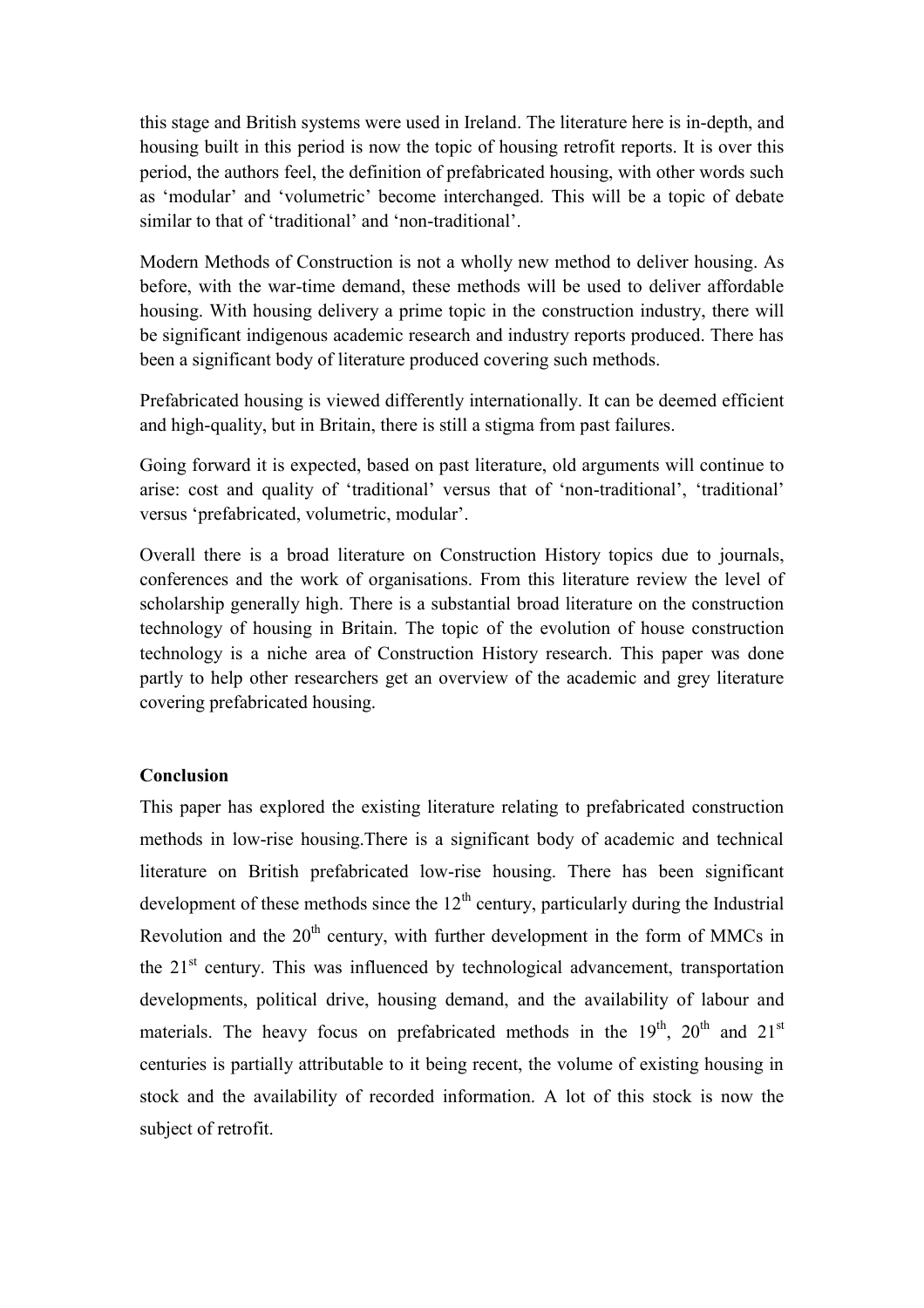this stage and British systems were used in Ireland. The literature here is in-depth, and housing built in this period is now the topic of housing retrofit reports. It is over this period, the authors feel, the definition of prefabricated housing, with other words such as 'modular' and 'volumetric' become interchanged. This will be a topic of debate similar to that of 'traditional' and 'non-traditional'.

Modern Methods of Construction is not a wholly new method to deliver housing. As before, with the war-time demand, these methods will be used to deliver affordable housing. With housing delivery a prime topic in the construction industry, there will be significant indigenous academic research and industry reports produced. There has been a significant body of literature produced covering such methods.

Prefabricated housing is viewed differently internationally. It can be deemed efficient and high-quality, but in Britain, there is still a stigma from past failures.

Going forward it is expected, based on past literature, old arguments will continue to arise: cost and quality of 'traditional' versus that of 'non-traditional', 'traditional' versus 'prefabricated, volumetric, modular'.

Overall there is a broad literature on Construction History topics due to journals, conferences and the work of organisations. From this literature review the level of scholarship generally high. There is a substantial broad literature on the construction technology of housing in Britain. The topic of the evolution of house construction technology is a niche area of Construction History research. This paper was done partly to help other researchers get an overview of the academic and grey literature covering prefabricated housing.

## Conclusion

This paper has explored the existing literature relating to prefabricated construction methods in low-rise housing.There is a significant body of academic and technical literature on British prefabricated low-rise housing. There has been significant development of these methods since the 12th century, particularly during the Industrial Revolution and the 20th century, with further development in the form of MMCs in the 21st century. This was influenced by technological advancement, transportation developments, political drive, housing demand, and the availability of labour and materials. The heavy focus on prefabricated methods in the 19th, 20th and 21st centuries is partially attributable to it being recent, the volume of existing housing in stock and the availability of recorded information. A lot of this stock is now the subject of retrofit.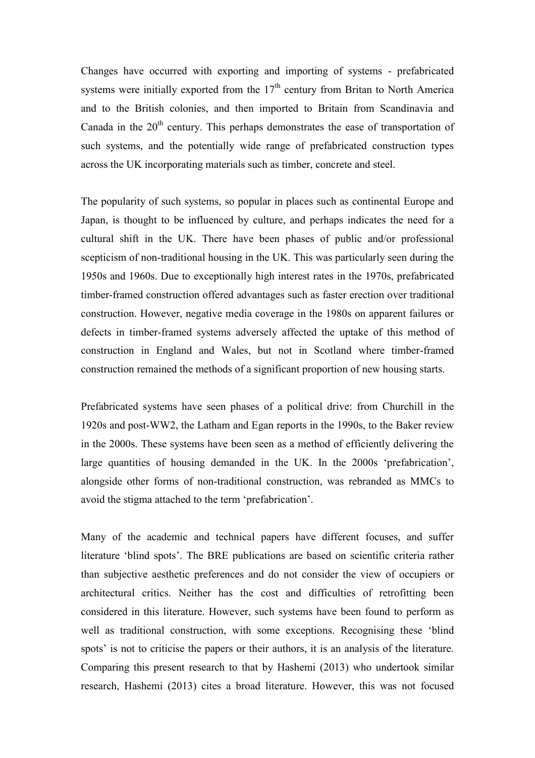Changes have occurred with exporting and importing of systems - prefabricated systems were initially exported from the $17^{th}$ century from Britan to North America and to the British colonies, and then imported to Britain from Scandinavia and Canada in the $20^{th}$ century. This perhaps demonstrates the ease of transportation of such systems, and the potentially wide range of prefabricated construction types across the UK incorporating materials such as timber, concrete and steel.

The popularity of such systems, so popular in places such as continental Europe and Japan, is thought to be influenced by culture, and perhaps indicates the need for a cultural shift in the UK. There have been phases of public and/or professional scepticism of non-traditional housing in the UK. This was particularly seen during the 1950s and 1960s. Due to exceptionally high interest rates in the 1970s, prefabricated timber-framed construction offered advantages such as faster erection over traditional construction. However, negative media coverage in the 1980s on apparent failures or defects in timber-framed systems adversely affected the uptake of this method of construction in England and Wales, but not in Scotland where timber-framed construction remained the methods of a significant proportion of new housing starts.

Prefabricated systems have seen phases of a political drive: from Churchill in the 1920s and post-WW2, the Latham and Egan reports in the 1990s, to the Baker review in the 2000s. These systems have been seen as a method of efficiently delivering the large quantities of housing demanded in the UK. In the 2000s 'prefabrication', alongside other forms of non-traditional construction, was rebranded as MMCs to avoid the stigma attached to the term 'prefabrication'.

Many of the academic and technical papers have different focuses, and suffer literature 'blind spots'. The BRE publications are based on scientific criteria rather than subjective aesthetic preferences and do not consider the view of occupiers or architectural critics. Neither has the cost and difficulties of retrofitting been considered in this literature. However, such systems have been found to perform as well as traditional construction, with some exceptions. Recognising these 'blind spots' is not to criticise the papers or their authors, it is an analysis of the literature. Comparing this present research to that by Hashemi (2013) who undertook similar research, Hashemi (2013) cites a broad literature. However, this was not focused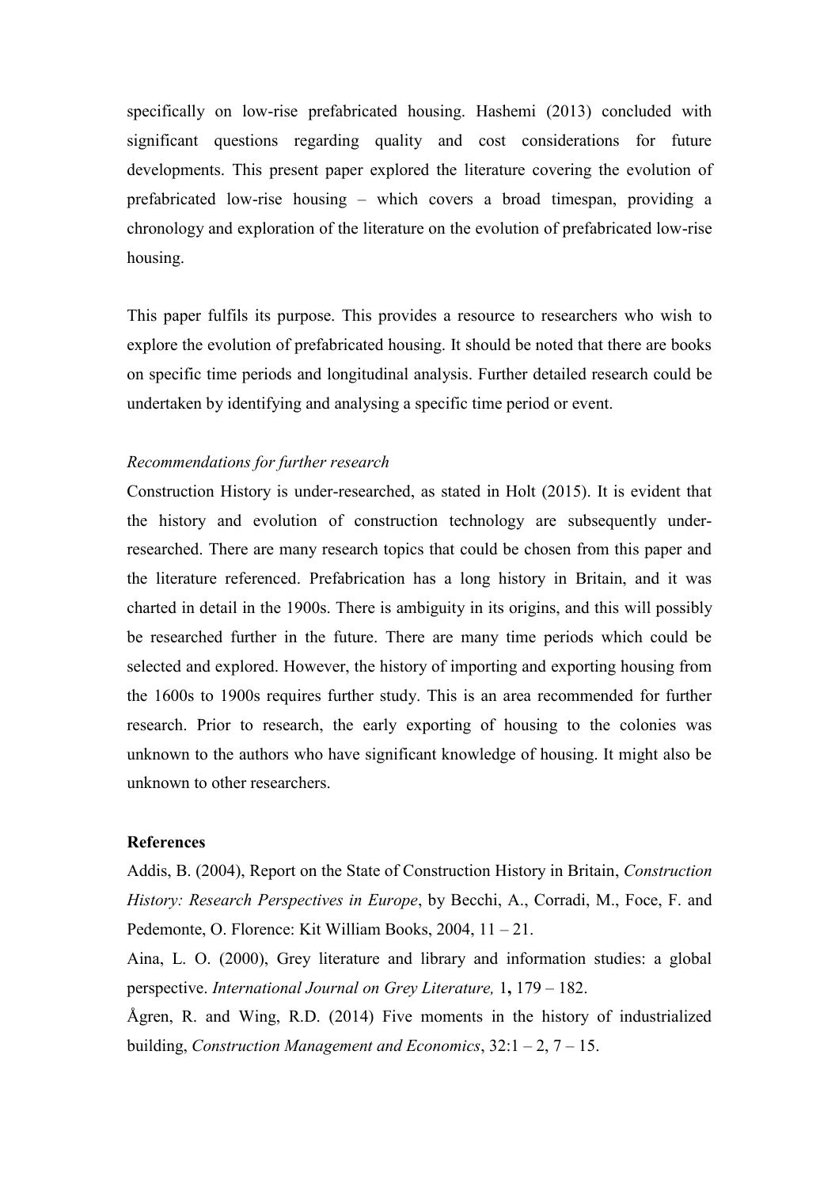specifically on low-rise prefabricated housing. Hashemi (2013) concluded with significant questions regarding quality and cost considerations for future developments. This present paper explored the literature covering the evolution of prefabricated low-rise housing – which covers a broad timespan, providing a chronology and exploration of the literature on the evolution of prefabricated low-rise housing.

This paper fulfils its purpose. This provides a resource to researchers who wish to explore the evolution of prefabricated housing. It should be noted that there are books on specific time periods and longitudinal analysis. Further detailed research could be undertaken by identifying and analysing a specific time period or event.

*Recommendations for further research*

Construction History is under-researched, as stated in Holt (2015). It is evident that the history and evolution of construction technology are subsequently under-researched. There are many research topics that could be chosen from this paper and the literature referenced. Prefabrication has a long history in Britain, and it was charted in detail in the 1900s. There is ambiguity in its origins, and this will possibly be researched further in the future. There are many time periods which could be selected and explored. However, the history of importing and exporting housing from the 1600s to 1900s requires further study. This is an area recommended for further research. Prior to research, the early exporting of housing to the colonies was unknown to the authors who have significant knowledge of housing. It might also be unknown to other researchers.

**References**

Addis, B. (2004), Report on the State of Construction History in Britain, *Construction History: Research Perspectives in Europe*, by Becchi, A., Corradi, M., Foce, F. and Pedemonte, O. Florence: Kit William Books, 2004, 11 – 21.

Aina, L. O. (2000), Grey literature and library and information studies: a global perspective. *International Journal on Grey Literature,* 1**,** 179 – 182.

Ågren, R. and Wing, R.D. (2014) Five moments in the history of industrialized building, *Construction Management and Economics*, 32:1 – 2, 7 – 15.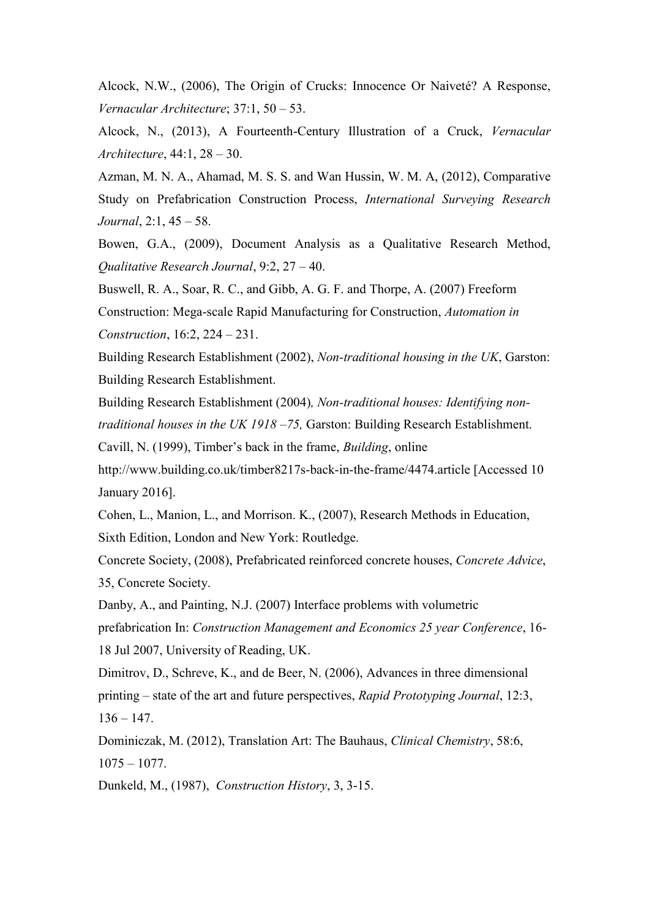Alcock, N.W., (2006), The Origin of Crucks: Innocence Or Naiveté? A Response, *Vernacular Architecture*; 37:1, 50 – 53.

Alcock, N., (2013), A Fourteenth-Century Illustration of a Cruck, *Vernacular Architecture*, 44:1, 28 – 30.

Azman, M. N. A., Ahamad, M. S. S. and Wan Hussin, W. M. A, (2012), Comparative Study on Prefabrication Construction Process, *International Surveying Research Journal*, 2:1, 45 – 58.

Bowen, G.A., (2009), Document Analysis as a Qualitative Research Method, *Qualitative Research Journal*, 9:2, 27 – 40.

Buswell, R. A., Soar, R. C., and Gibb, A. G. F. and Thorpe, A. (2007) Freeform Construction: Mega-scale Rapid Manufacturing for Construction, *Automation in Construction*, 16:2, 224 – 231.

Building Research Establishment (2002), *Non-traditional housing in the UK*, Garston: Building Research Establishment.

Building Research Establishment (2004), *Non-traditional houses: Identifying non-traditional houses in the UK 1918 –75,* Garston: Building Research Establishment.

Cavill, N. (1999), Timber's back in the frame, *Building*, online http://www.building.co.uk/timber8217s-back-in-the-frame/4474.article [Accessed 10 January 2016].

Cohen, L., Manion, L., and Morrison. K., (2007), Research Methods in Education, Sixth Edition, London and New York: Routledge.

Concrete Society, (2008), Prefabricated reinforced concrete houses, *Concrete Advice*, 35, Concrete Society.

Danby, A., and Painting, N.J. (2007) Interface problems with volumetric prefabrication In: *Construction Management and Economics 25 year Conference*, 16-18 Jul 2007, University of Reading, UK.

Dimitrov, D., Schreve, K., and de Beer, N. (2006), Advances in three dimensional printing – state of the art and future perspectives, *Rapid Prototyping Journal*, 12:3, 136 – 147.

Dominiczak, M. (2012), Translation Art: The Bauhaus, *Clinical Chemistry*, 58:6, 1075 – 1077.

Dunkeld, M., (1987), *Construction History*, 3, 3-15.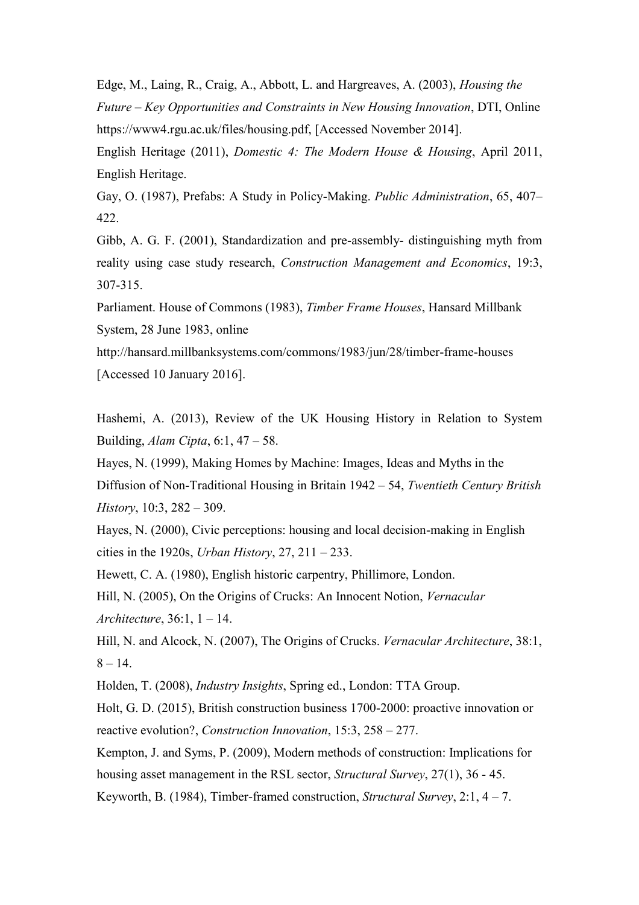Edge, M., Laing, R., Craig, A., Abbott, L. and Hargreaves, A. (2003), *Housing the Future – Key Opportunities and Constraints in New Housing Innovation*, DTI, Online https://www4.rgu.ac.uk/files/housing.pdf, [Accessed November 2014].

English Heritage (2011), *Domestic 4: The Modern House & Housing*, April 2011, English Heritage.

Gay, O. (1987), Prefabs: A Study in Policy-Making. *Public Administration*, 65, 407–422.

Gibb, A. G. F. (2001), Standardization and pre-assembly- distinguishing myth from reality using case study research, *Construction Management and Economics*, 19:3, 307-315.

Parliament. House of Commons (1983), *Timber Frame Houses*, Hansard Millbank System, 28 June 1983, online http://hansard.millbanksystems.com/commons/1983/jun/28/timber-frame-houses [Accessed 10 January 2016].

Hashemi, A. (2013), Review of the UK Housing History in Relation to System Building, *Alam Cipta*, 6:1, 47 – 58.

Hayes, N. (1999), Making Homes by Machine: Images, Ideas and Myths in the Diffusion of Non-Traditional Housing in Britain 1942 – 54, *Twentieth Century British History*, 10:3, 282 – 309.

Hayes, N. (2000), Civic perceptions: housing and local decision-making in English cities in the 1920s, *Urban History*, 27, 211 – 233.

Hewett, C. A. (1980), English historic carpentry, Phillimore, London.

Hill, N. (2005), On the Origins of Crucks: An Innocent Notion, *Vernacular Architecture*, 36:1, 1 – 14.

Hill, N. and Alcock, N. (2007), The Origins of Crucks. *Vernacular Architecture*, 38:1, 8 – 14.

Holden, T. (2008), *Industry Insights*, Spring ed., London: TTA Group.

Holt, G. D. (2015), British construction business 1700-2000: proactive innovation or reactive evolution?, *Construction Innovation*, 15:3, 258 – 277.

Kempton, J. and Syms, P. (2009), Modern methods of construction: Implications for housing asset management in the RSL sector, *Structural Survey*, 27(1), 36 - 45.

Keyworth, B. (1984), Timber-framed construction, *Structural Survey*, 2:1, 4 – 7.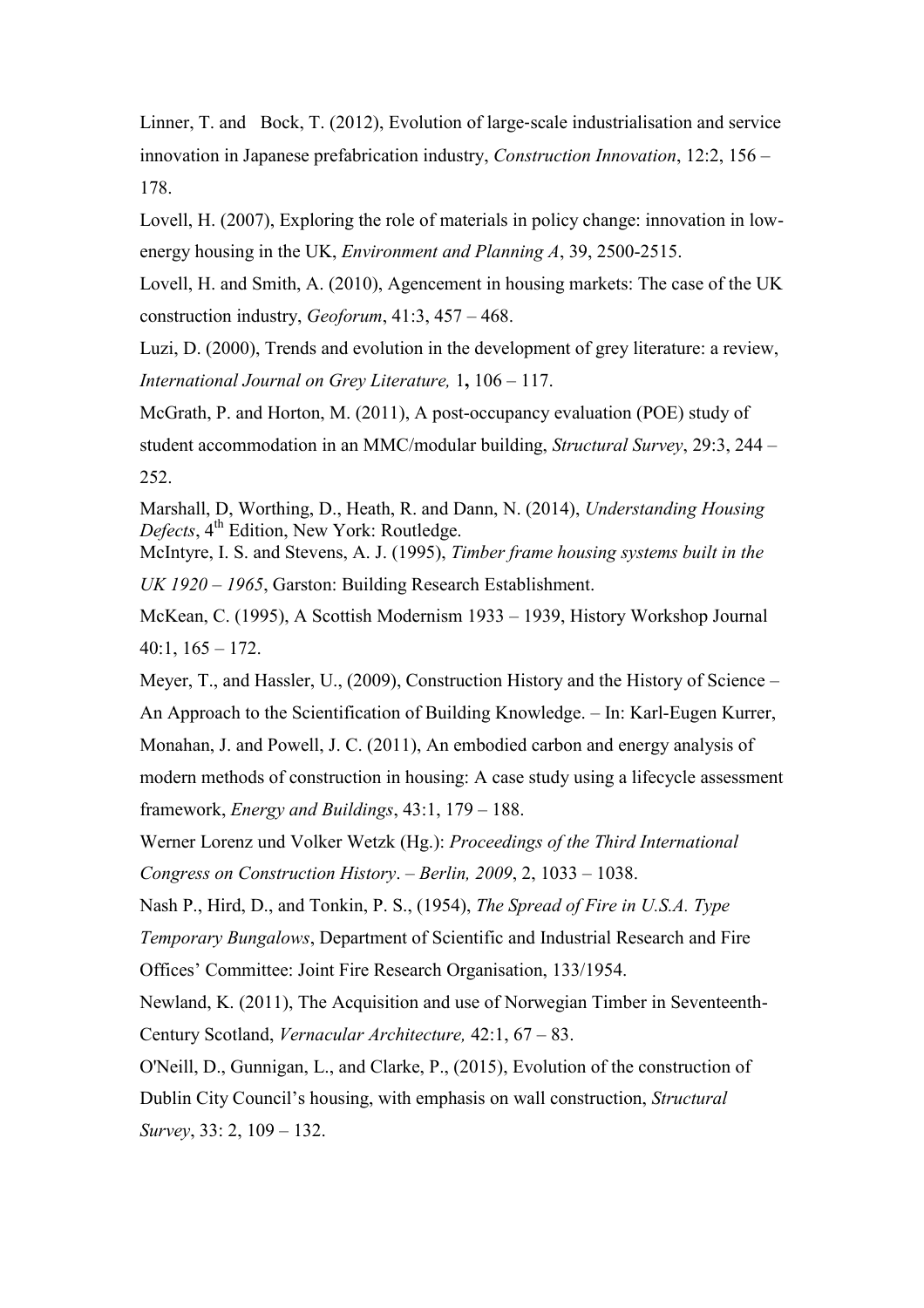Linner, T. and Bock, T. (2012), Evolution of large-scale industrialisation and service innovation in Japanese prefabrication industry, *Construction Innovation*, 12:2, 156 – 178.

Lovell, H. (2007), Exploring the role of materials in policy change: innovation in low-energy housing in the UK, *Environment and Planning A*, 39, 2500-2515.

Lovell, H. and Smith, A. (2010), Agencement in housing markets: The case of the UK construction industry, *Geoforum*, 41:3, 457 – 468.

Luzi, D. (2000), Trends and evolution in the development of grey literature: a review, *International Journal on Grey Literature,* 1**,** 106 – 117.

McGrath, P. and Horton, M. (2011), A post-occupancy evaluation (POE) study of student accommodation in an MMC/modular building, *Structural Survey*, 29:3, 244 – 252.

Marshall, D, Worthing, D., Heath, R. and Dann, N. (2014), *Understanding Housing Defects*, 4th Edition, New York: Routledge.

McIntyre, I. S. and Stevens, A. J. (1995), *Timber frame housing systems built in the UK 1920 – 1965*, Garston: Building Research Establishment.

McKean, C. (1995), A Scottish Modernism 1933 – 1939, History Workshop Journal 40:1, 165 – 172.

Meyer, T., and Hassler, U., (2009), Construction History and the History of Science – An Approach to the Scientification of Building Knowledge. – In: Karl-Eugen Kurrer,

Monahan, J. and Powell, J. C. (2011), An embodied carbon and energy analysis of modern methods of construction in housing: A case study using a lifecycle assessment framework, *Energy and Buildings*, 43:1, 179 – 188.

Werner Lorenz und Volker Wetzk (Hg.): *Proceedings of the Third International Congress on Construction History*. – *Berlin, 2009*, 2, 1033 – 1038.

Nash P., Hird, D., and Tonkin, P. S., (1954), *The Spread of Fire in U.S.A. Type Temporary Bungalows*, Department of Scientific and Industrial Research and Fire Offices' Committee: Joint Fire Research Organisation, 133/1954.

Newland, K. (2011), The Acquisition and use of Norwegian Timber in Seventeenth-Century Scotland, *Vernacular Architecture,* 42:1, 67 – 83.

O'Neill, D., Gunnigan, L., and Clarke, P., (2015), Evolution of the construction of Dublin City Council's housing, with emphasis on wall construction, *Structural Survey*, 33: 2, 109 – 132.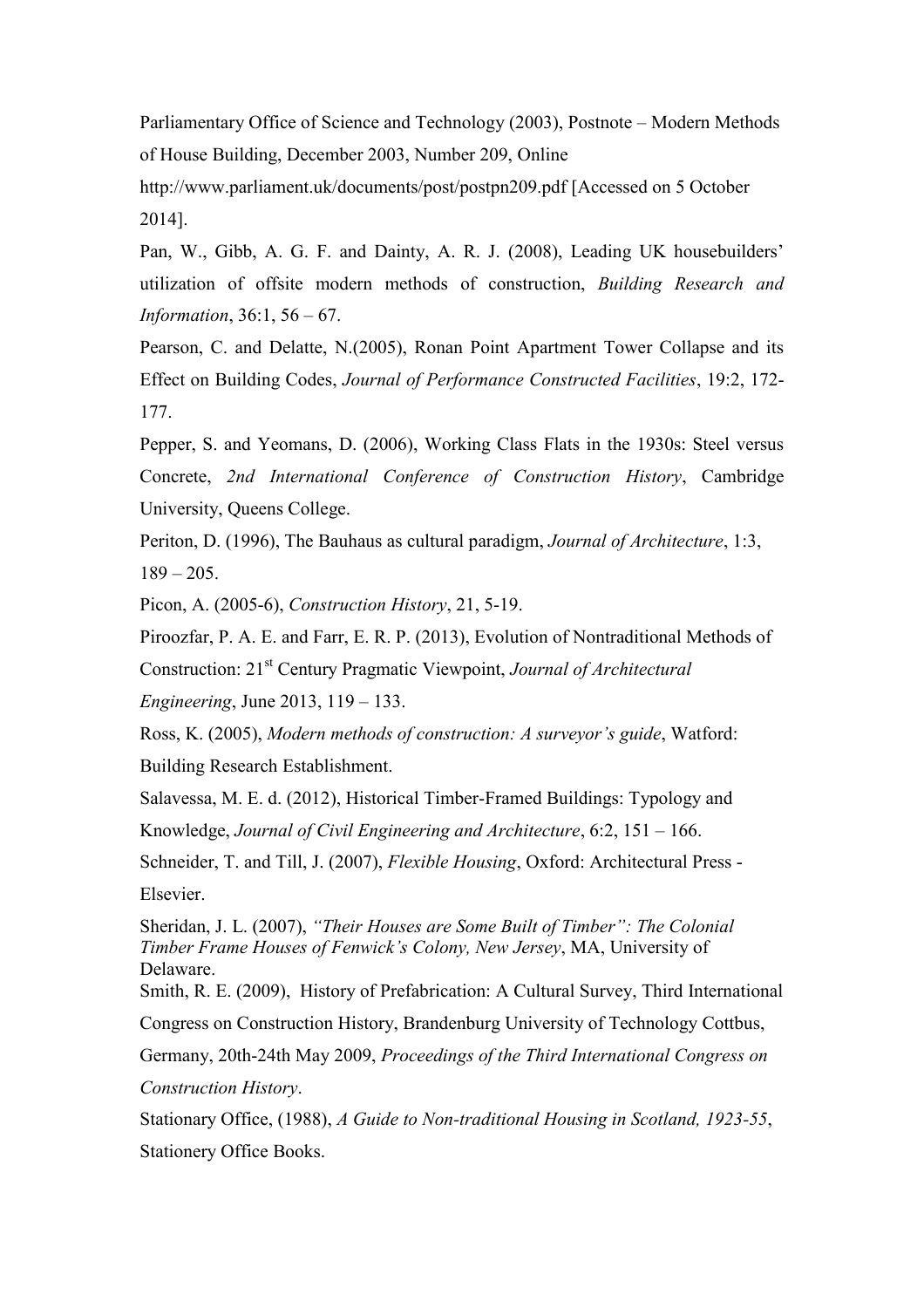Parliamentary Office of Science and Technology (2003), Postnote – Modern Methods of House Building, December 2003, Number 209, Online http://www.parliament.uk/documents/post/postpn209.pdf [Accessed on 5 October 2014].

Pan, W., Gibb, A. G. F. and Dainty, A. R. J. (2008), Leading UK housebuilders' utilization of offsite modern methods of construction, *Building Research and Information*, 36:1, 56 – 67.

Pearson, C. and Delatte, N.(2005), Ronan Point Apartment Tower Collapse and its Effect on Building Codes, *Journal of Performance Constructed Facilities*, 19:2, 172-177.

Pepper, S. and Yeomans, D. (2006), Working Class Flats in the 1930s: Steel versus Concrete, *2nd International Conference of Construction History*, Cambridge University, Queens College.

Periton, D. (1996), The Bauhaus as cultural paradigm, *Journal of Architecture*, 1:3, 189 – 205.

Picon, A. (2005-6), *Construction History*, 21, 5-19.

Piroozfar, P. A. E. and Farr, E. R. P. (2013), Evolution of Nontraditional Methods of Construction: 21st Century Pragmatic Viewpoint, *Journal of Architectural Engineering*, June 2013, 119 – 133.

Ross, K. (2005), *Modern methods of construction: A surveyor's guide*, Watford: Building Research Establishment.

Salavessa, M. E. d. (2012), Historical Timber-Framed Buildings: Typology and Knowledge, *Journal of Civil Engineering and Architecture*, 6:2, 151 – 166.

Schneider, T. and Till, J. (2007), *Flexible Housing*, Oxford: Architectural Press - Elsevier.

Sheridan, J. L. (2007), *"Their Houses are Some Built of Timber": The Colonial Timber Frame Houses of Fenwick's Colony, New Jersey*, MA, University of Delaware.

Smith, R. E. (2009), History of Prefabrication: A Cultural Survey, Third International Congress on Construction History, Brandenburg University of Technology Cottbus, Germany, 20th-24th May 2009, *Proceedings of the Third International Congress on Construction History*.

Stationary Office, (1988), *A Guide to Non-traditional Housing in Scotland, 1923-55*, Stationery Office Books.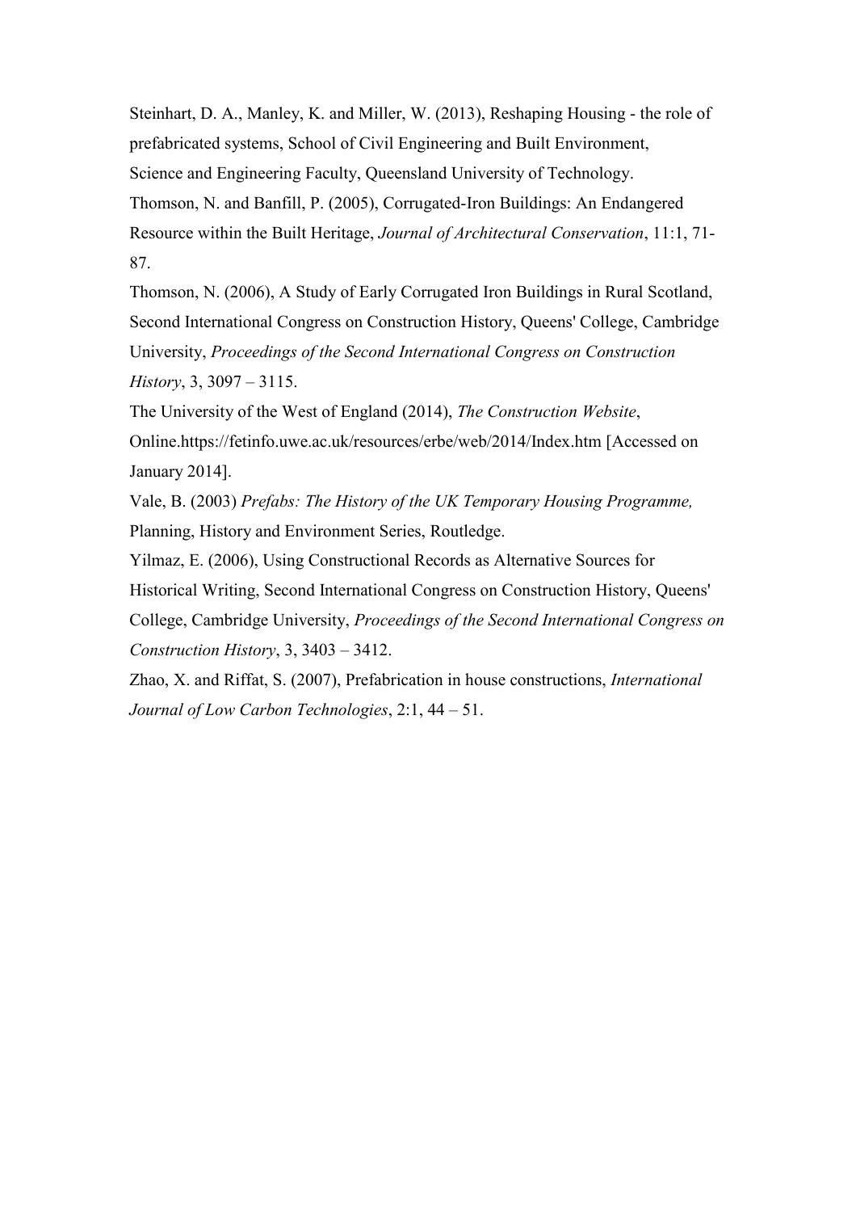Steinhart, D. A., Manley, K. and Miller, W. (2013), Reshaping Housing - the role of prefabricated systems, School of Civil Engineering and Built Environment, Science and Engineering Faculty, Queensland University of Technology.

Thomson, N. and Banfill, P. (2005), Corrugated-Iron Buildings: An Endangered Resource within the Built Heritage, *Journal of Architectural Conservation*, 11:1, 71-87.

Thomson, N. (2006), A Study of Early Corrugated Iron Buildings in Rural Scotland, Second International Congress on Construction History, Queens' College, Cambridge University, *Proceedings of the Second International Congress on Construction History*, 3, 3097 – 3115.

The University of the West of England (2014), *The Construction Website*, Online.https://fetinfo.uwe.ac.uk/resources/erbe/web/2014/Index.htm [Accessed on January 2014].

Vale, B. (2003) *Prefabs: The History of the UK Temporary Housing Programme,* Planning, History and Environment Series, Routledge.

Yilmaz, E. (2006), Using Constructional Records as Alternative Sources for Historical Writing, Second International Congress on Construction History, Queens' College, Cambridge University, *Proceedings of the Second International Congress on Construction History*, 3, 3403 – 3412.

Zhao, X. and Riffat, S. (2007), Prefabrication in house constructions, *International Journal of Low Carbon Technologies*, 2:1, 44 – 51.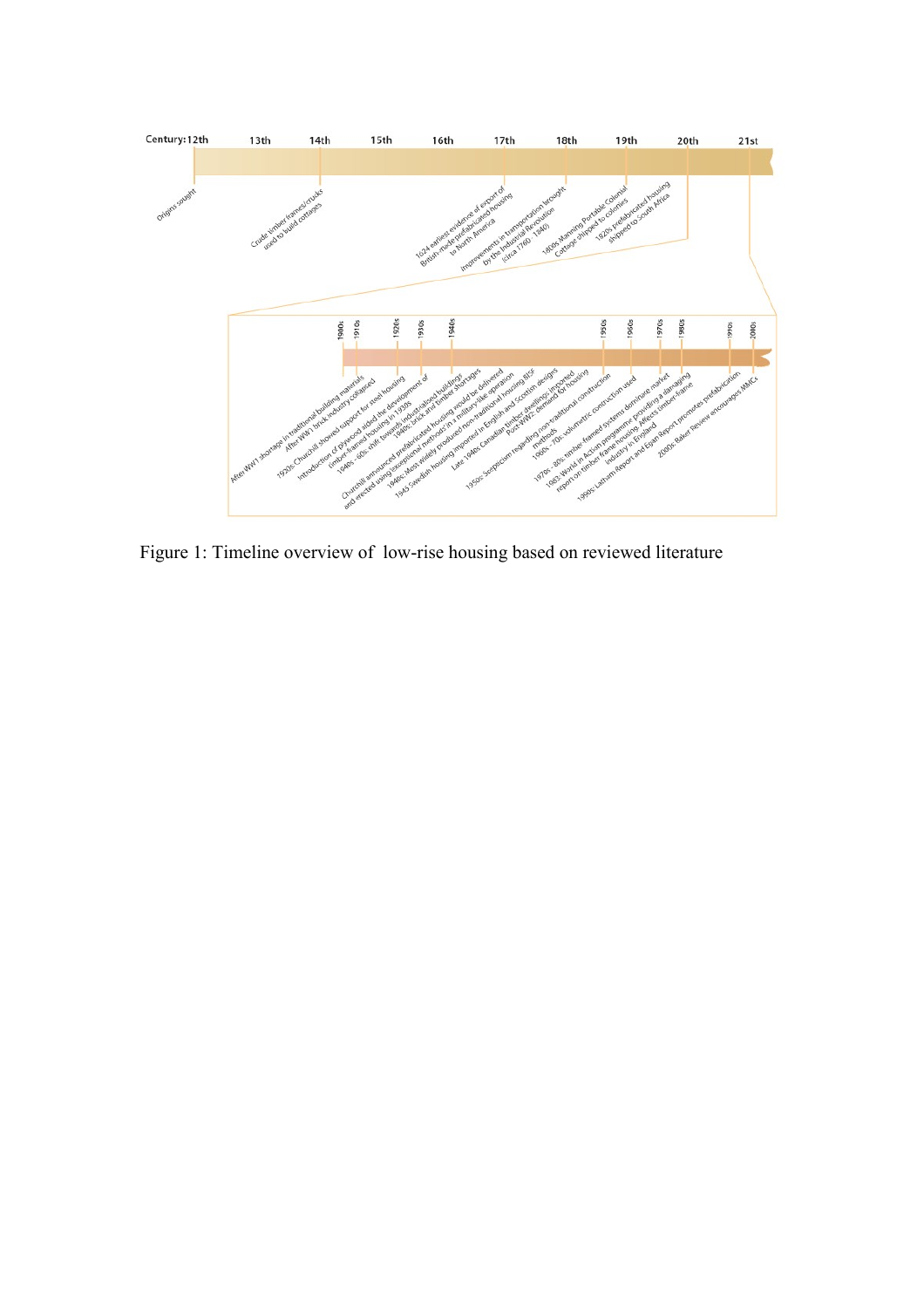Century: 12th 13th 14th 15th 16th 17th 18th 19th 20th 21st

Origins sought

Crude timber frames/crucks used to build cottages

1624 earliest evidence of export of British-made prefabricated housing to North America

Improvements in transportation brought by the Industrial Revolution (circa 1760 - 1840)

1800s Manning Portable Colonial Cottage shipped to colonies

1820s prefabricated housing shipped to South Africa

1900s 1910s 1920s 1930s 1940s 1950s 1960s 1970s 1980s 1990s 2000s

After WW1 shortage in traditional building materials

After WW1 brick industry collapsed

1920s Churchill showed support for steel housing

Introduction of plywood aided the development of timber-framed housing in 1930s

1940s - 60s: shift towards industrialised buildings

1940s: brick and timber shortages

Churchill announced prefabricated housing would be delivered and erected using 'exceptional methods' in a military-like operation

1940s: Most widely produced non-traditional housing BISF

1945 Swedish housing imported in English and Scottish designs

Late 1940s Canadian timber dwellings imported

Post-WW2: demand for housing

1950s: Scepticism regarding non-traditional construction methods

1960s - 70s: volumetric construction used

1970s - 80s: timber-framed systems dominate market

1983: World in Action programme providing a damaging report on timber frame housing. Affects timber-frame industry in England

1990s: Latham Report and Egan Report promotes prefabrication

2000s: Barker Review encourages MMCs

Figure 1: Timeline overview of low-rise housing based on reviewed literature